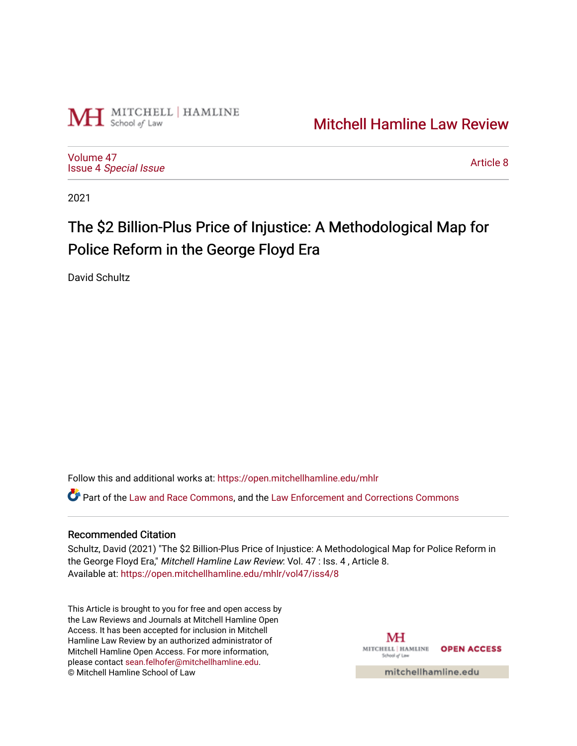Mitchell Hamline Law Review

Volume 47
Issue 4 *Special Issue*

Article 8

2021

# The $2 Billion-Plus Price of Injustice: A Methodological Map for Police Reform in the George Floyd Era

David Schultz

Follow this and additional works at: https://open.mitchellhamline.edu/mhlr

Part of the Law and Race Commons, and the Law Enforcement and Corrections Commons

## Recommended Citation

Schultz, David (2021) "The $2 Billion-Plus Price of Injustice: A Methodological Map for Police Reform in the George Floyd Era," *Mitchell Hamline Law Review*: Vol. 47 : Iss. 4 , Article 8.
Available at: https://open.mitchellhamline.edu/mhlr/vol47/iss4/8

This Article is brought to you for free and open access by the Law Reviews and Journals at Mitchell Hamline Open Access. It has been accepted for inclusion in Mitchell Hamline Law Review by an authorized administrator of Mitchell Hamline Open Access. For more information, please contact sean.felhofer@mitchellhamline.edu.
© Mitchell Hamline School of Law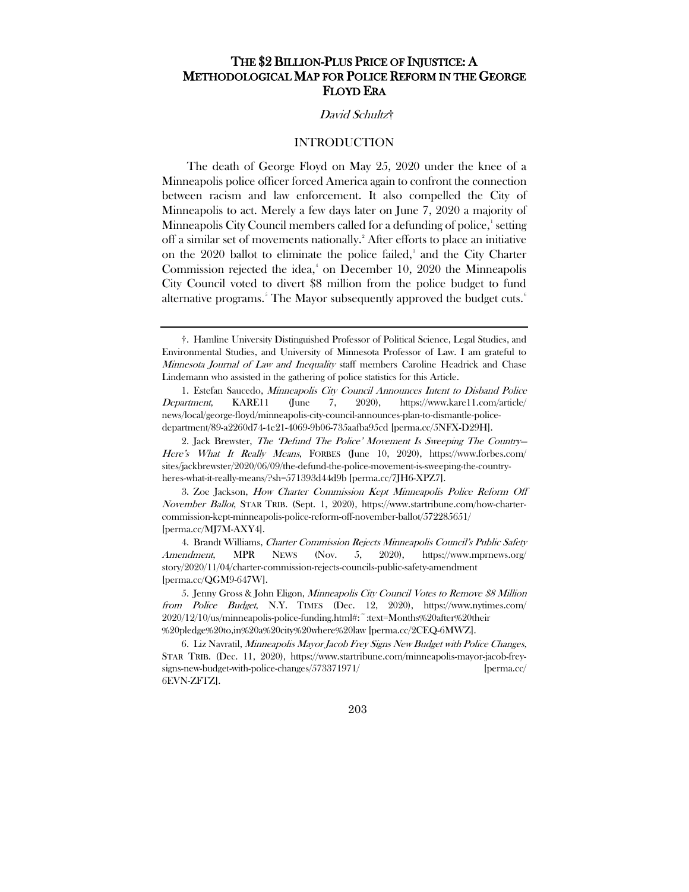# THE $2 BILLION-PLUS PRICE OF INJUSTICE: A METHODOLOGICAL MAP FOR POLICE REFORM IN THE GEORGE FLOYD ERA

*David Schultz*†

## INTRODUCTION

The death of George Floyd on May 25, 2020 under the knee of a Minneapolis police officer forced America again to confront the connection between racism and law enforcement. It also compelled the City of Minneapolis to act. Merely a few days later on June 7, 2020 a majority of Minneapolis City Council members called for a defunding of police,[1] setting off a similar set of movements nationally.[2] After efforts to place an initiative on the 2020 ballot to eliminate the police failed,[3] and the City Charter Commission rejected the idea,[4] on December 10, 2020 the Minneapolis City Council voted to divert $8 million from the police budget to fund alternative programs.[5] The Mayor subsequently approved the budget cuts.[6]

---

†. Hamline University Distinguished Professor of Political Science, Legal Studies, and Environmental Studies, and University of Minnesota Professor of Law. I am grateful to *Minnesota Journal of Law and Inequality* staff members Caroline Headrick and Chase Lindemann who assisted in the gathering of police statistics for this Article.

1. Estefan Saucedo, *Minneapolis City Council Announces Intent to Disband Police Department*, KARE11 (June 7, 2020), https://www.kare11.com/article/news/local/george-floyd/minneapolis-city-council-announces-plan-to-dismantle-police-department/89-a2260d74-4e21-4069-9b06-735aafba95cd [perma.cc/5NFX-D29H].

2. Jack Brewster, *The 'Defund The Police' Movement Is Sweeping The Country—Here's What It Really Means*, FORBES (June 10, 2020), https://www.forbes.com/sites/jackbrewster/2020/06/09/the-defund-the-police-movement-is-sweeping-the-country-heres-what-it-really-means/?sh=571393d44d9b [perma.cc/7JH6-XPZ7].

3. Zoe Jackson, *How Charter Commission Kept Minneapolis Police Reform Off November Ballot*, STAR TRIB. (Sept. 1, 2020), https://www.startribune.com/how-charter-commission-kept-minneapolis-police-reform-off-november-ballot/572285651/ [perma.cc/MJ7M-AXY4].

4. Brandt Williams, *Charter Commission Rejects Minneapolis Council's Public Safety Amendment*, MPR NEWS (Nov. 5, 2020), https://www.mprnews.org/story/2020/11/04/charter-commission-rejects-councils-public-safety-amendment [perma.cc/QGM9-647W].

5. Jenny Gross & John Eligon, *Minneapolis City Council Votes to Remove $8 Million from Police Budget*, N.Y. TIMES (Dec. 12, 2020), https://www.nytimes.com/2020/12/10/us/minneapolis-police-funding.html#:~:text=Months%20after%20their%20pledge%20to,in%20a%20city%20where%20law [perma.cc/2CEQ-6MWZ].

6. Liz Navratil, *Minneapolis Mayor Jacob Frey Signs New Budget with Police Changes*, STAR TRIB. (Dec. 11, 2020), https://www.startribune.com/minneapolis-mayor-jacob-frey-signs-new-budget-with-police-changes/573371971/ [perma.cc/6EVN-ZFTZ].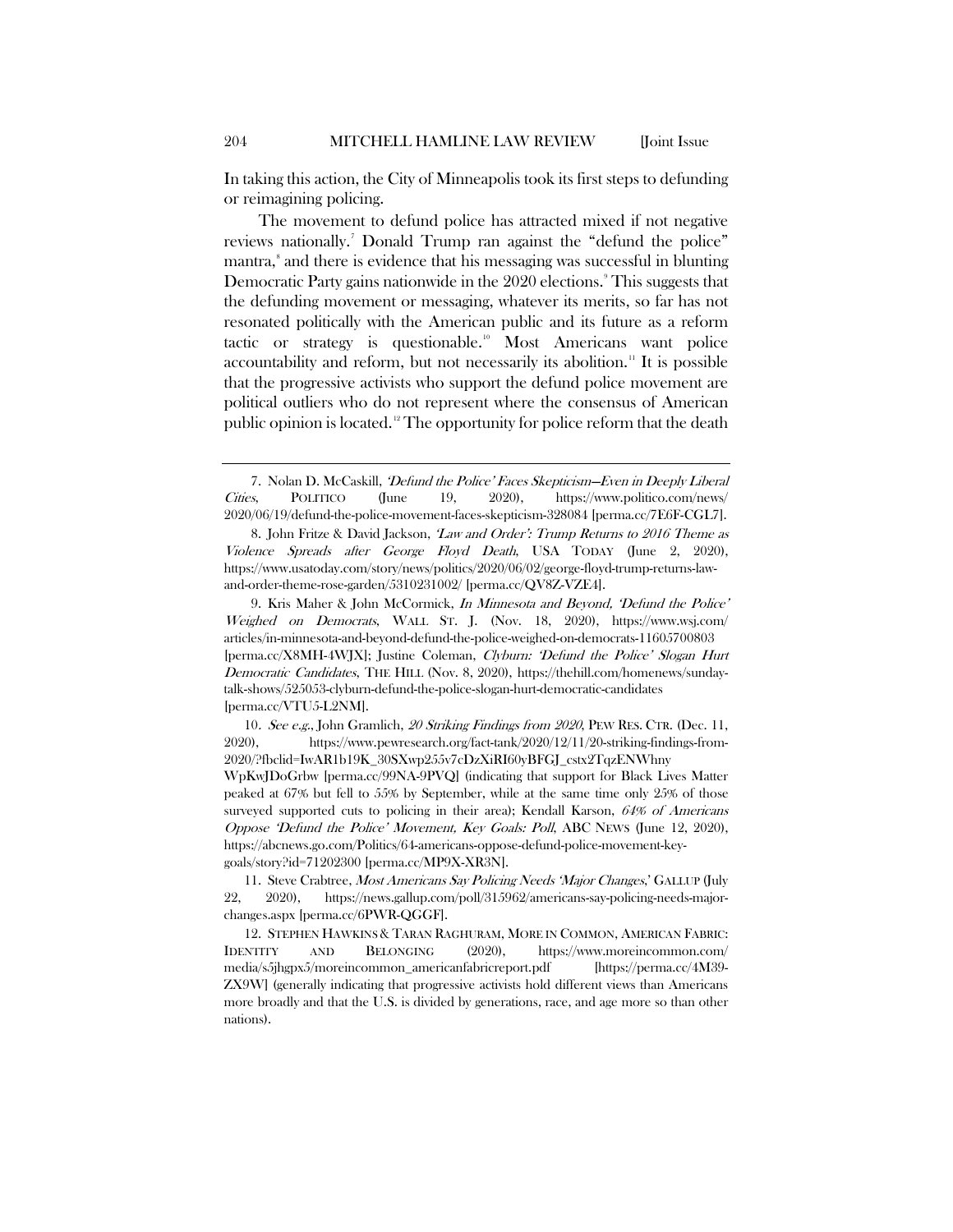In taking this action, the City of Minneapolis took its first steps to defunding or reimagining policing.

The movement to defund police has attracted mixed if not negative reviews nationally.[7] Donald Trump ran against the "defund the police" mantra,[8] and there is evidence that his messaging was successful in blunting Democratic Party gains nationwide in the 2020 elections.[9] This suggests that the defunding movement or messaging, whatever its merits, so far has not resonated politically with the American public and its future as a reform tactic or strategy is questionable.[10] Most Americans want police accountability and reform, but not necessarily its abolition.[11] It is possible that the progressive activists who support the defund police movement are political outliers who do not represent where the consensus of American public opinion is located.[12] The opportunity for police reform that the death

---

7. Nolan D. McCaskill, *'Defund the Police' Faces Skepticism—Even in Deeply Liberal Cities*, POLITICO (June 19, 2020), https://www.politico.com/news/2020/06/19/defund-the-police-movement-faces-skepticism-328084 [perma.cc/7E6F-CGL7].

8. John Fritze & David Jackson, *'Law and Order': Trump Returns to 2016 Theme as Violence Spreads after George Floyd Death*, USA TODAY (June 2, 2020), https://www.usatoday.com/story/news/politics/2020/06/02/george-floyd-trump-returns-law-and-order-theme-rose-garden/5310231002/ [perma.cc/QV8Z-VZE4].

9. Kris Maher & John McCormick, *In Minnesota and Beyond, 'Defund the Police' Weighed on Democrats*, WALL ST. J. (Nov. 18, 2020), https://www.wsj.com/articles/in-minnesota-and-beyond-defund-the-police-weighed-on-democrats-11605700803 [perma.cc/X8MH-4WJX]; Justine Coleman, *Clyburn: 'Defund the Police' Slogan Hurt Democratic Candidates*, THE HILL (Nov. 8, 2020), https://thehill.com/homenews/sunday-talk-shows/525053-clyburn-defund-the-police-slogan-hurt-democratic-candidates [perma.cc/VTU5-L2NM].

10. *See e.g.*, John Gramlich, *20 Striking Findings from 2020*, PEW RES. CTR. (Dec. 11, 2020), https://www.pewresearch.org/fact-tank/2020/12/11/20-striking-findings-from-2020/?fbclid=IwAR1b19K_30SXwp255v7cDzXiRI60yBFGJ_cstx2TqzENWhnyWpKwJDoGrbw [perma.cc/99NA-9PVQ] (indicating that support for Black Lives Matter peaked at 67% but fell to 55% by September, while at the same time only 25% of those surveyed supported cuts to policing in their area); Kendall Karson, *64% of Americans Oppose 'Defund the Police' Movement, Key Goals: Poll*, ABC NEWS (June 12, 2020), https://abcnews.go.com/Politics/64-americans-oppose-defund-police-movement-key-goals/story?id=71202300 [perma.cc/MP9X-XR3N].

11. Steve Crabtree, *Most Americans Say Policing Needs 'Major Changes*,' GALLUP (July 22, 2020), https://news.gallup.com/poll/315962/americans-say-policing-needs-major-changes.aspx [perma.cc/6PWR-QGGF].

12. STEPHEN HAWKINS & TARAN RAGHURAM, MORE IN COMMON, AMERICAN FABRIC: IDENTITY AND BELONGING (2020), https://www.moreincommon.com/media/s5jhgpx5/moreincommon_americanfabricreport.pdf [https://perma.cc/4M39-ZX9W] (generally indicating that progressive activists hold different views than Americans more broadly and that the U.S. is divided by generations, race, and age more so than other nations).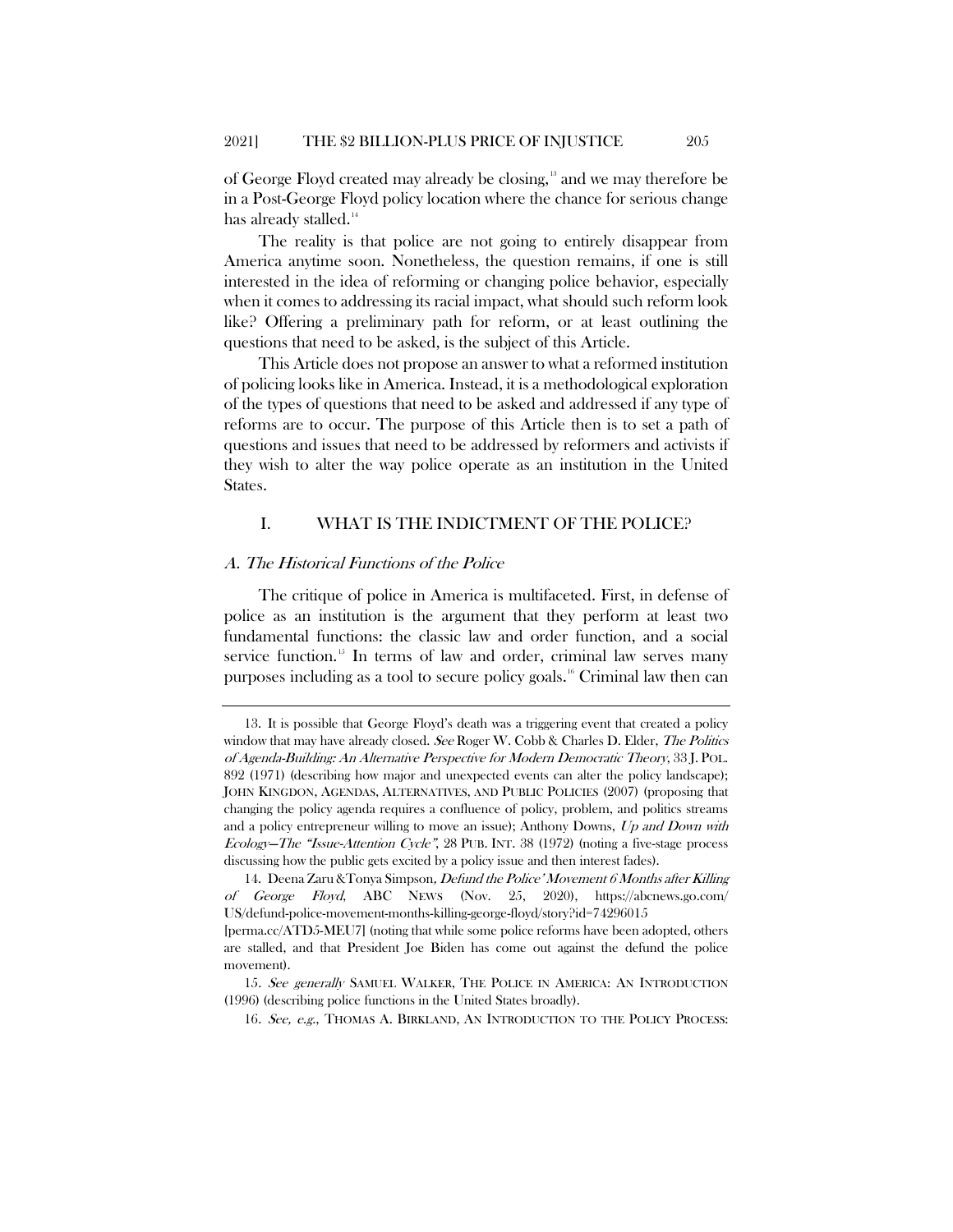of George Floyd created may already be closing,[13] and we may therefore be in a Post-George Floyd policy location where the chance for serious change has already stalled.[14]

The reality is that police are not going to entirely disappear from America anytime soon. Nonetheless, the question remains, if one is still interested in the idea of reforming or changing police behavior, especially when it comes to addressing its racial impact, what should such reform look like? Offering a preliminary path for reform, or at least outlining the questions that need to be asked, is the subject of this Article.

This Article does not propose an answer to what a reformed institution of policing looks like in America. Instead, it is a methodological exploration of the types of questions that need to be asked and addressed if any type of reforms are to occur. The purpose of this Article then is to set a path of questions and issues that need to be addressed by reformers and activists if they wish to alter the way police operate as an institution in the United States.

## I. WHAT IS THE INDICTMENT OF THE POLICE?

### *A. The Historical Functions of the Police*

The critique of police in America is multifaceted. First, in defense of police as an institution is the argument that they perform at least two fundamental functions: the classic law and order function, and a social service function.[15] In terms of law and order, criminal law serves many purposes including as a tool to secure policy goals.[16] Criminal law then can

---

13. It is possible that George Floyd's death was a triggering event that created a policy window that may have already closed. *See* Roger W. Cobb & Charles D. Elder, *The Politics of Agenda-Building: An Alternative Perspective for Modern Democratic Theory*, 33 J. POL. 892 (1971) (describing how major and unexpected events can alter the policy landscape); JOHN KINGDON, AGENDAS, ALTERNATIVES, AND PUBLIC POLICIES (2007) (proposing that changing the policy agenda requires a confluence of policy, problem, and politics streams and a policy entrepreneur willing to move an issue); Anthony Downs, *Up and Down with Ecology—The "Issue-Attention Cycle"*, 28 PUB. INT. 38 (1972) (noting a five-stage process discussing how the public gets excited by a policy issue and then interest fades).

14. Deena Zaru & Tonya Simpson, *Defund the Police' Movement 6 Months after Killing of George Floyd*, ABC NEWS (Nov. 25, 2020), https://abcnews.go.com/US/defund-police-movement-months-killing-george-floyd/story?id=74296015 [perma.cc/ATD5-MEU7] (noting that while some police reforms have been adopted, others are stalled, and that President Joe Biden has come out against the defund the police movement).

15. *See generally* SAMUEL WALKER, THE POLICE IN AMERICA: AN INTRODUCTION (1996) (describing police functions in the United States broadly).

16. *See, e.g.*, THOMAS A. BIRKLAND, AN INTRODUCTION TO THE POLICY PROCESS: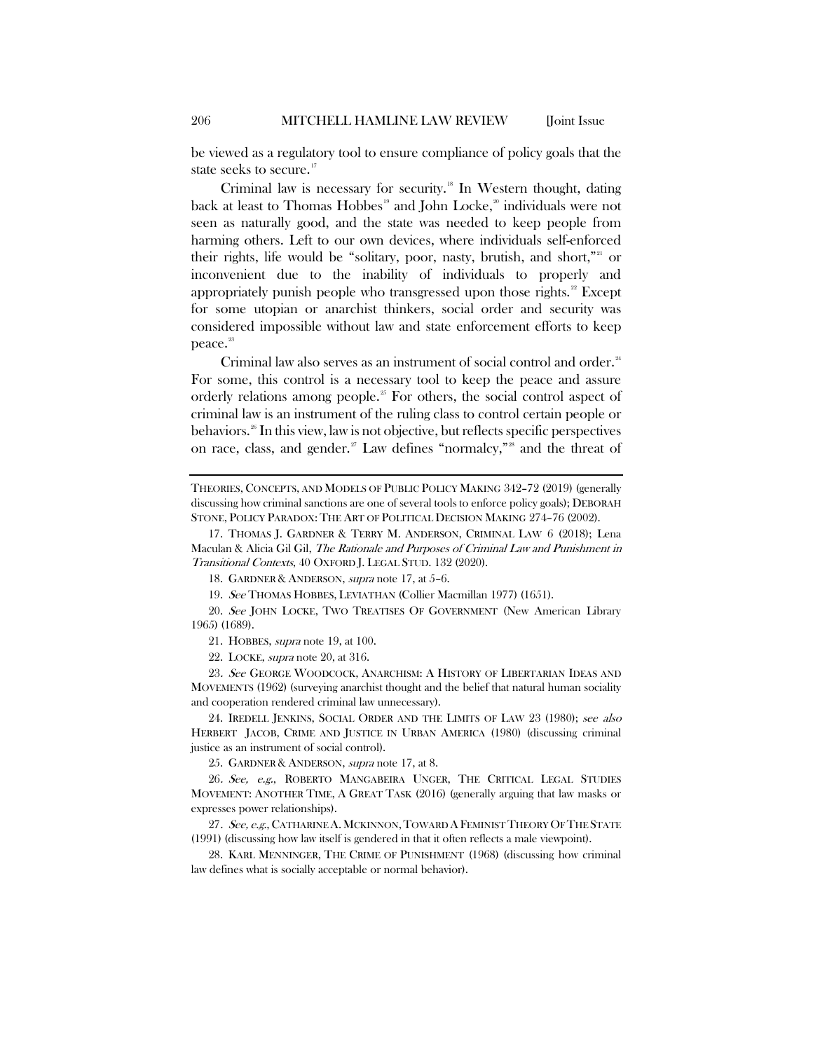be viewed as a regulatory tool to ensure compliance of policy goals that the state seeks to secure.[17]

Criminal law is necessary for security.[18] In Western thought, dating back at least to Thomas Hobbes[19] and John Locke,[20] individuals were not seen as naturally good, and the state was needed to keep people from harming others. Left to our own devices, where individuals self-enforced their rights, life would be "solitary, poor, nasty, brutish, and short,"[21] or inconvenient due to the inability of individuals to properly and appropriately punish people who transgressed upon those rights.[22] Except for some utopian or anarchist thinkers, social order and security was considered impossible without law and state enforcement efforts to keep peace.[23]

Criminal law also serves as an instrument of social control and order.[24] For some, this control is a necessary tool to keep the peace and assure orderly relations among people.[25] For others, the social control aspect of criminal law is an instrument of the ruling class to control certain people or behaviors.[26] In this view, law is not objective, but reflects specific perspectives on race, class, and gender.[27] Law defines "normalcy,"[28] and the threat of

---

THEORIES, CONCEPTS, AND MODELS OF PUBLIC POLICY MAKING 342–72 (2019) (generally discussing how criminal sanctions are one of several tools to enforce policy goals); DEBORAH STONE, POLICY PARADOX: THE ART OF POLITICAL DECISION MAKING 274–76 (2002).

17. THOMAS J. GARDNER & TERRY M. ANDERSON, CRIMINAL LAW 6 (2018); Lena Maculan & Alicia Gil Gil, *The Rationale and Purposes of Criminal Law and Punishment in Transitional Contexts*, 40 OXFORD J. LEGAL STUD. 132 (2020).

18. GARDNER & ANDERSON, *supra* note 17, at 5–6.

19. *See* THOMAS HOBBES, LEVIATHAN (Collier Macmillan 1977) (1651).

20. *See* JOHN LOCKE, TWO TREATISES OF GOVERNMENT (New American Library 1965) (1689).

21. HOBBES, *supra* note 19, at 100.

22. LOCKE, *supra* note 20, at 316.

23. *See* GEORGE WOODCOCK, ANARCHISM: A HISTORY OF LIBERTARIAN IDEAS AND MOVEMENTS (1962) (surveying anarchist thought and the belief that natural human sociality and cooperation rendered criminal law unnecessary).

24. IREDELL JENKINS, SOCIAL ORDER AND THE LIMITS OF LAW 23 (1980); *see also* HERBERT JACOB, CRIME AND JUSTICE IN URBAN AMERICA (1980) (discussing criminal justice as an instrument of social control).

25. GARDNER & ANDERSON, *supra* note 17, at 8.

26. *See, e.g.*, ROBERTO MANGABEIRA UNGER, THE CRITICAL LEGAL STUDIES MOVEMENT: ANOTHER TIME, A GREAT TASK (2016) (generally arguing that law masks or expresses power relationships).

27. *See, e.g.*, CATHARINE A. MCKINNON, TOWARD A FEMINIST THEORY OF THE STATE (1991) (discussing how law itself is gendered in that it often reflects a male viewpoint).

28. KARL MENNINGER, THE CRIME OF PUNISHMENT (1968) (discussing how criminal law defines what is socially acceptable or normal behavior).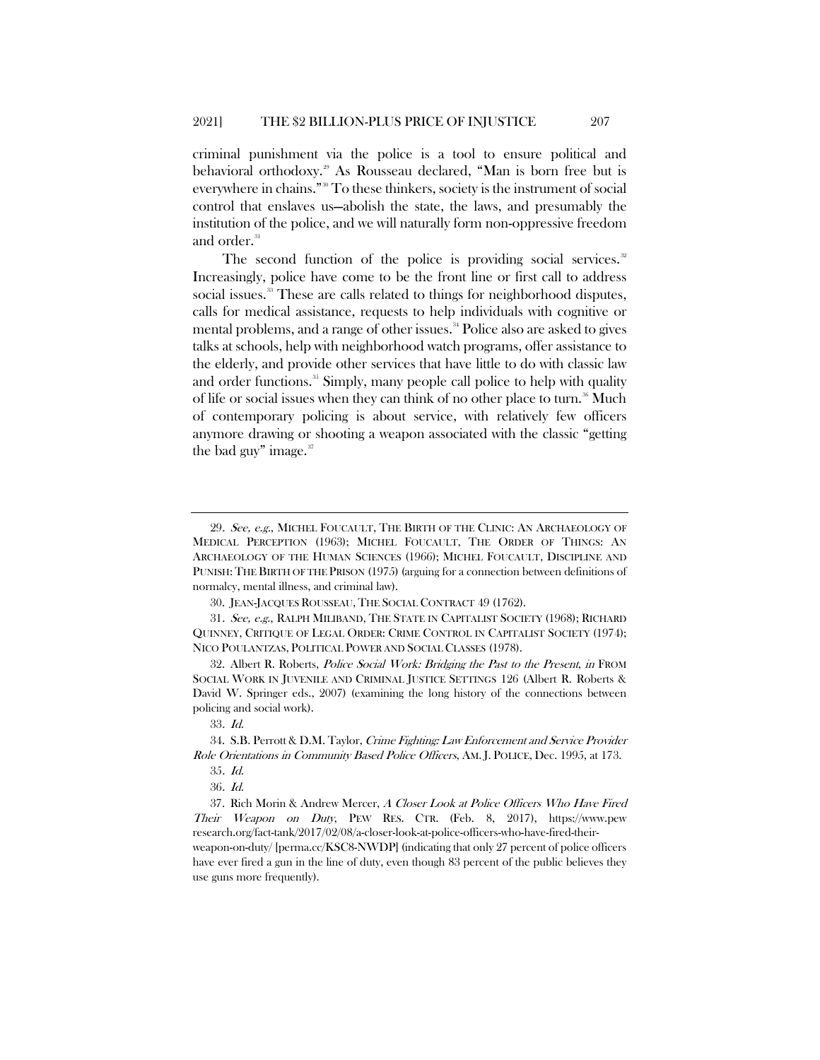criminal punishment via the police is a tool to ensure political and behavioral orthodoxy.[29] As Rousseau declared, "Man is born free but is everywhere in chains."[30] To these thinkers, society is the instrument of social control that enslaves us—abolish the state, the laws, and presumably the institution of the police, and we will naturally form non-oppressive freedom and order.[31]

The second function of the police is providing social services.[32] Increasingly, police have come to be the front line or first call to address social issues.[33] These are calls related to things for neighborhood disputes, calls for medical assistance, requests to help individuals with cognitive or mental problems, and a range of other issues.[34] Police also are asked to gives talks at schools, help with neighborhood watch programs, offer assistance to the elderly, and provide other services that have little to do with classic law and order functions.[35] Simply, many people call police to help with quality of life or social issues when they can think of no other place to turn.[36] Much of contemporary policing is about service, with relatively few officers anymore drawing or shooting a weapon associated with the classic "getting the bad guy" image.[37]

---

29. *See, e.g.*, MICHEL FOUCAULT, THE BIRTH OF THE CLINIC: AN ARCHAEOLOGY OF MEDICAL PERCEPTION (1963); MICHEL FOUCAULT, THE ORDER OF THINGS: AN ARCHAEOLOGY OF THE HUMAN SCIENCES (1966); MICHEL FOUCAULT, DISCIPLINE AND PUNISH: THE BIRTH OF THE PRISON (1975) (arguing for a connection between definitions of normalcy, mental illness, and criminal law).

30. JEAN-JACQUES ROUSSEAU, THE SOCIAL CONTRACT 49 (1762).

31. *See, e.g.*, RALPH MILIBAND, THE STATE IN CAPITALIST SOCIETY (1968); RICHARD QUINNEY, CRITIQUE OF LEGAL ORDER: CRIME CONTROL IN CAPITALIST SOCIETY (1974); NICO POULANTZAS, POLITICAL POWER AND SOCIAL CLASSES (1978).

32. Albert R. Roberts, *Police Social Work: Bridging the Past to the Present*, *in* FROM SOCIAL WORK IN JUVENILE AND CRIMINAL JUSTICE SETTINGS 126 (Albert R. Roberts & David W. Springer eds., 2007) (examining the long history of the connections between policing and social work).

33. *Id.*

34. S.B. Perrott & D.M. Taylor, *Crime Fighting: Law Enforcement and Service Provider Role Orientations in Community Based Police Officers*, AM. J. POLICE, Dec. 1995, at 173.

35. *Id.*

36. *Id.*

37. Rich Morin & Andrew Mercer, *A Closer Look at Police Officers Who Have Fired Their Weapon on Duty*, PEW RES. CTR. (Feb. 8, 2017), https://www.pewresearch.org/fact-tank/2017/02/08/a-closer-look-at-police-officers-who-have-fired-their-weapon-on-duty/ [perma.cc/KSC8-NWDP] (indicating that only 27 percent of police officers have ever fired a gun in the line of duty, even though 83 percent of the public believes they use guns more frequently).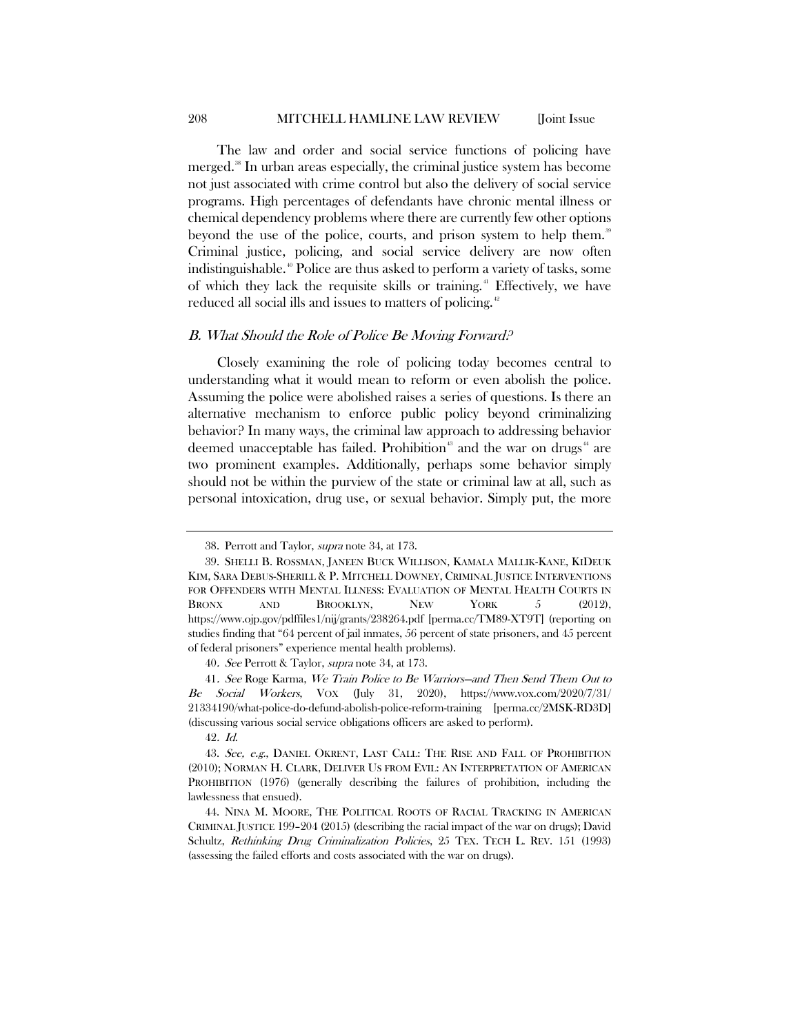The law and order and social service functions of policing have merged.[38] In urban areas especially, the criminal justice system has become not just associated with crime control but also the delivery of social service programs. High percentages of defendants have chronic mental illness or chemical dependency problems where there are currently few other options beyond the use of the police, courts, and prison system to help them.[39] Criminal justice, policing, and social service delivery are now often indistinguishable.[40] Police are thus asked to perform a variety of tasks, some of which they lack the requisite skills or training.[41] Effectively, we have reduced all social ills and issues to matters of policing.[42]

### *B. What Should the Role of Police Be Moving Forward?*

Closely examining the role of policing today becomes central to understanding what it would mean to reform or even abolish the police. Assuming the police were abolished raises a series of questions. Is there an alternative mechanism to enforce public policy beyond criminalizing behavior? In many ways, the criminal law approach to addressing behavior deemed unacceptable has failed. Prohibition[43] and the war on drugs[44] are two prominent examples. Additionally, perhaps some behavior simply should not be within the purview of the state or criminal law at all, such as personal intoxication, drug use, or sexual behavior. Simply put, the more

---

38. Perrott and Taylor, *supra* note 34, at 173.

39. SHELLI B. ROSSMAN, JANEEN BUCK WILLISON, KAMALA MALLIK-KANE, KIDEUK KIM, SARA DEBUS-SHERILL & P. MITCHELL DOWNEY, CRIMINAL JUSTICE INTERVENTIONS FOR OFFENDERS WITH MENTAL ILLNESS: EVALUATION OF MENTAL HEALTH COURTS IN BRONX AND BROOKLYN, NEW YORK 5 (2012), https://www.ojp.gov/pdffiles1/nij/grants/238264.pdf [perma.cc/TM89-XT9T] (reporting on studies finding that "64 percent of jail inmates, 56 percent of state prisoners, and 45 percent of federal prisoners" experience mental health problems).

40. *See* Perrott & Taylor, *supra* note 34, at 173.

41. *See* Roge Karma, *We Train Police to Be Warriors—and Then Send Them Out to Be Social Workers*, VOX (July 31, 2020), https://www.vox.com/2020/7/31/21334190/what-police-do-defund-abolish-police-reform-training [perma.cc/2MSK-RD3D] (discussing various social service obligations officers are asked to perform).

42. *Id.*

43. *See, e.g.*, DANIEL OKRENT, LAST CALL: THE RISE AND FALL OF PROHIBITION (2010); NORMAN H. CLARK, DELIVER US FROM EVIL: AN INTERPRETATION OF AMERICAN PROHIBITION (1976) (generally describing the failures of prohibition, including the lawlessness that ensued).

44. NINA M. MOORE, THE POLITICAL ROOTS OF RACIAL TRACKING IN AMERICAN CRIMINAL JUSTICE 199–204 (2015) (describing the racial impact of the war on drugs); David Schultz, *Rethinking Drug Criminalization Policies*, 25 TEX. TECH L. REV. 151 (1993) (assessing the failed efforts and costs associated with the war on drugs).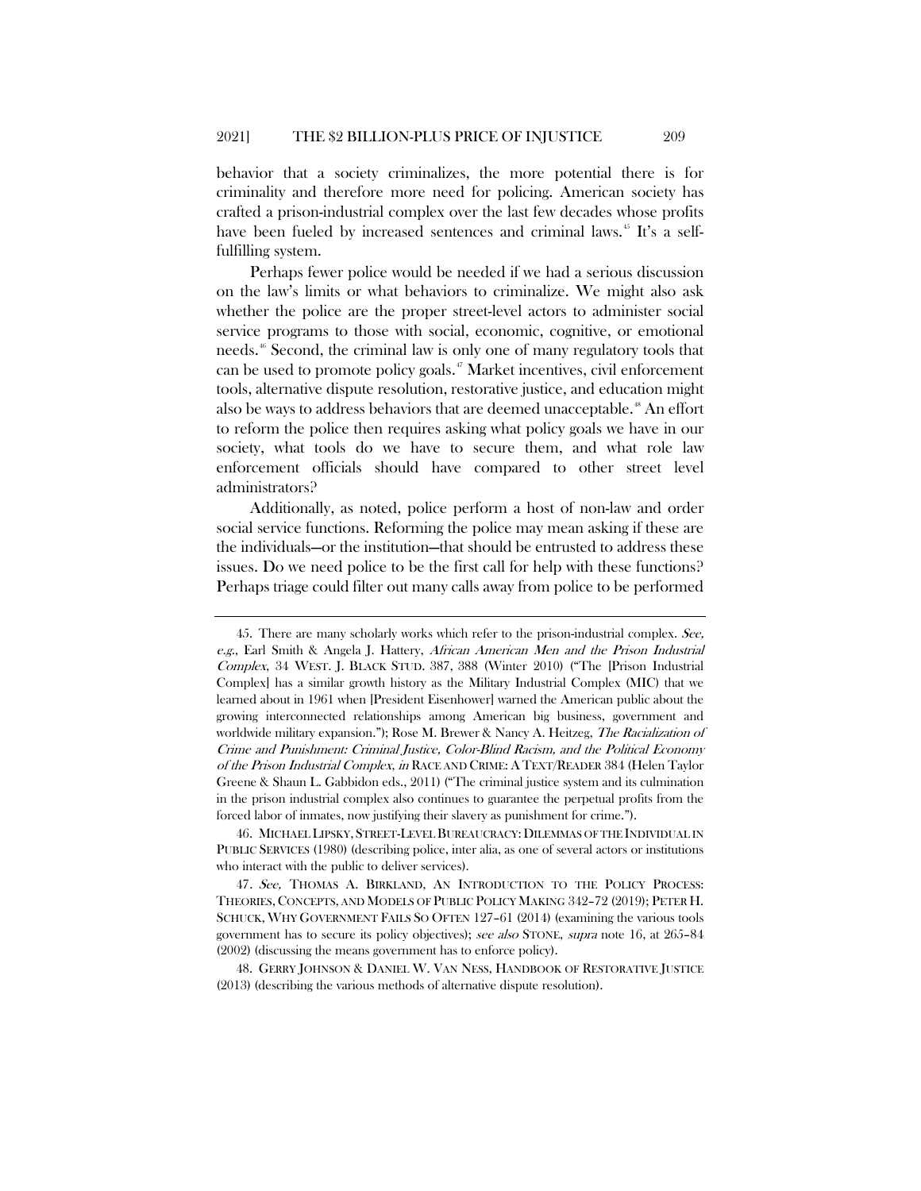behavior that a society criminalizes, the more potential there is for criminality and therefore more need for policing. American society has crafted a prison-industrial complex over the last few decades whose profits have been fueled by increased sentences and criminal laws.[45] It's a self-fulfilling system.

Perhaps fewer police would be needed if we had a serious discussion on the law's limits or what behaviors to criminalize. We might also ask whether the police are the proper street-level actors to administer social service programs to those with social, economic, cognitive, or emotional needs.[46] Second, the criminal law is only one of many regulatory tools that can be used to promote policy goals.[47] Market incentives, civil enforcement tools, alternative dispute resolution, restorative justice, and education might also be ways to address behaviors that are deemed unacceptable.[48] An effort to reform the police then requires asking what policy goals we have in our society, what tools do we have to secure them, and what role law enforcement officials should have compared to other street level administrators?

Additionally, as noted, police perform a host of non-law and order social service functions. Reforming the police may mean asking if these are the individuals—or the institution—that should be entrusted to address these issues. Do we need police to be the first call for help with these functions? Perhaps triage could filter out many calls away from police to be performed

---

45. There are many scholarly works which refer to the prison-industrial complex. *See, e.g.*, Earl Smith & Angela J. Hattery, *African American Men and the Prison Industrial Complex*, 34 WEST. J. BLACK STUD. 387, 388 (Winter 2010) ("The [Prison Industrial Complex] has a similar growth history as the Military Industrial Complex (MIC) that we learned about in 1961 when [President Eisenhower] warned the American public about the growing interconnected relationships among American big business, government and worldwide military expansion."); Rose M. Brewer & Nancy A. Heitzeg, *The Racialization of Crime and Punishment: Criminal Justice, Color-Blind Racism, and the Political Economy of the Prison Industrial Complex*, *in* RACE AND CRIME: A TEXT/READER 384 (Helen Taylor Greene & Shaun L. Gabbidon eds., 2011) ("The criminal justice system and its culmination in the prison industrial complex also continues to guarantee the perpetual profits from the forced labor of inmates, now justifying their slavery as punishment for crime.").

46. MICHAEL LIPSKY, STREET-LEVEL BUREAUCRACY: DILEMMAS OF THE INDIVIDUAL IN PUBLIC SERVICES (1980) (describing police, inter alia, as one of several actors or institutions who interact with the public to deliver services).

47. *See,* THOMAS A. BIRKLAND, AN INTRODUCTION TO THE POLICY PROCESS: THEORIES, CONCEPTS, AND MODELS OF PUBLIC POLICY MAKING 342–72 (2019); PETER H. SCHUCK, WHY GOVERNMENT FAILS SO OFTEN 127–61 (2014) (examining the various tools government has to secure its policy objectives); *see also* STONE, *supra* note 16, at 265–84 (2002) (discussing the means government has to enforce policy).

48. GERRY JOHNSON & DANIEL W. VAN NESS, HANDBOOK OF RESTORATIVE JUSTICE (2013) (describing the various methods of alternative dispute resolution).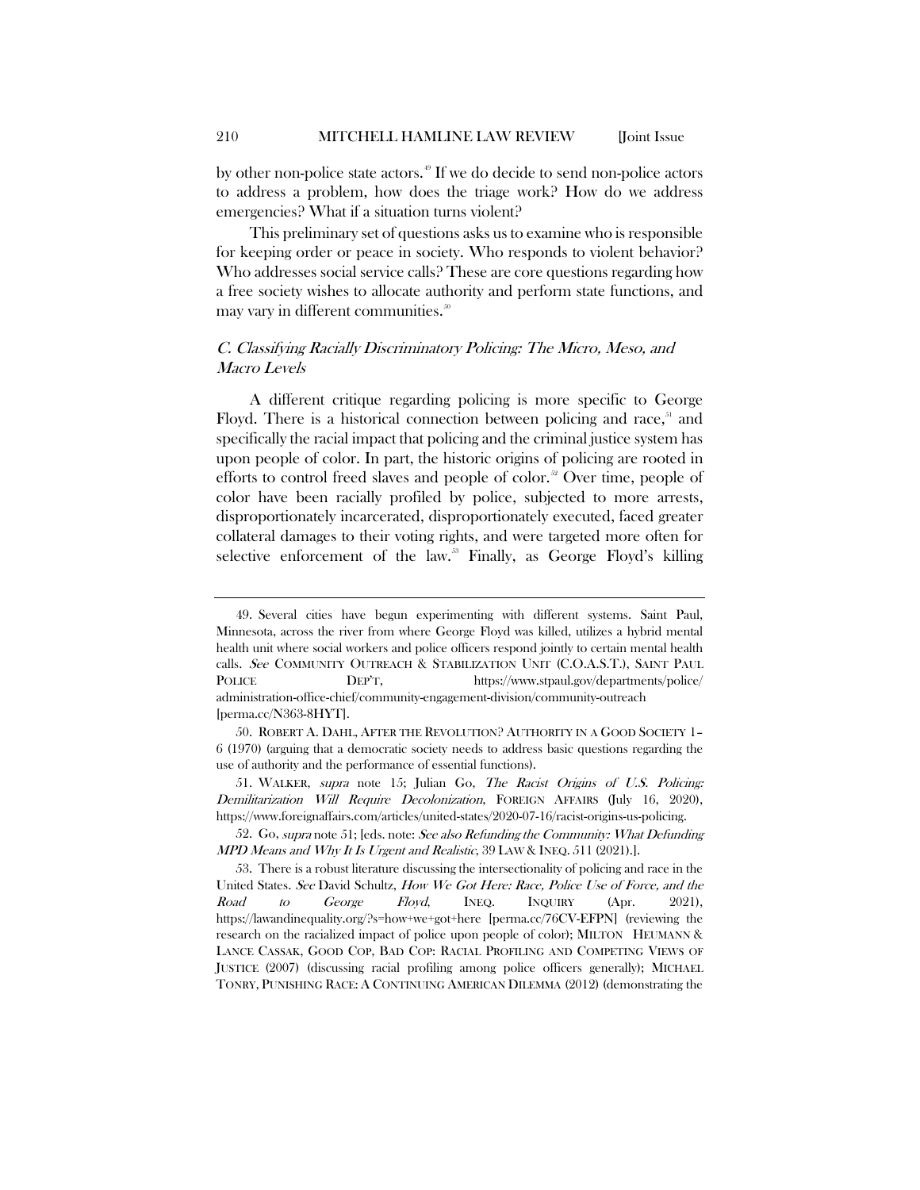by other non-police state actors.[49] If we do decide to send non-police actors to address a problem, how does the triage work? How do we address emergencies? What if a situation turns violent?

This preliminary set of questions asks us to examine who is responsible for keeping order or peace in society. Who responds to violent behavior? Who addresses social service calls? These are core questions regarding how a free society wishes to allocate authority and perform state functions, and may vary in different communities.[50]

### *C. Classifying Racially Discriminatory Policing: The Micro, Meso, and Macro Levels*

A different critique regarding policing is more specific to George Floyd. There is a historical connection between policing and race,[51] and specifically the racial impact that policing and the criminal justice system has upon people of color. In part, the historic origins of policing are rooted in efforts to control freed slaves and people of color.[52] Over time, people of color have been racially profiled by police, subjected to more arrests, disproportionately incarcerated, disproportionately executed, faced greater collateral damages to their voting rights, and were targeted more often for selective enforcement of the law.[53] Finally, as George Floyd's killing

---

49. Several cities have begun experimenting with different systems. Saint Paul, Minnesota, across the river from where George Floyd was killed, utilizes a hybrid mental health unit where social workers and police officers respond jointly to certain mental health calls. *See* COMMUNITY OUTREACH & STABILIZATION UNIT (C.O.A.S.T.), SAINT PAUL POLICE DEP'T, https://www.stpaul.gov/departments/police/administration-office-chief/community-engagement-division/community-outreach [perma.cc/N363-8HYT].

50. ROBERT A. DAHL, AFTER THE REVOLUTION? AUTHORITY IN A GOOD SOCIETY 1–6 (1970) (arguing that a democratic society needs to address basic questions regarding the use of authority and the performance of essential functions).

51. WALKER, *supra* note 15; Julian Go, *The Racist Origins of U.S. Policing: Demilitarization Will Require Decolonization*, FOREIGN AFFAIRS (July 16, 2020), https://www.foreignaffairs.com/articles/united-states/2020-07-16/racist-origins-us-policing.

52. GO, *supra* note 51; [eds. note: *See also Refunding the Community: What Defunding MPD Means and Why It Is Urgent and Realistic*, 39 LAW & INEQ. 511 (2021).].

53. There is a robust literature discussing the intersectionality of policing and race in the United States. *See* David Schultz, *How We Got Here: Race, Police Use of Force, and the Road to George Floyd*, INEQ. INQUIRY (Apr. 2021), https://lawandinequality.org/?s=how+we+got+here [perma.cc/76CV-EFPN] (reviewing the research on the racialized impact of police upon people of color); MILTON HEUMANN & LANCE CASSAK, GOOD COP, BAD COP: RACIAL PROFILING AND COMPETING VIEWS OF JUSTICE (2007) (discussing racial profiling among police officers generally); MICHAEL TONRY, PUNISHING RACE: A CONTINUING AMERICAN DILEMMA (2012) (demonstrating the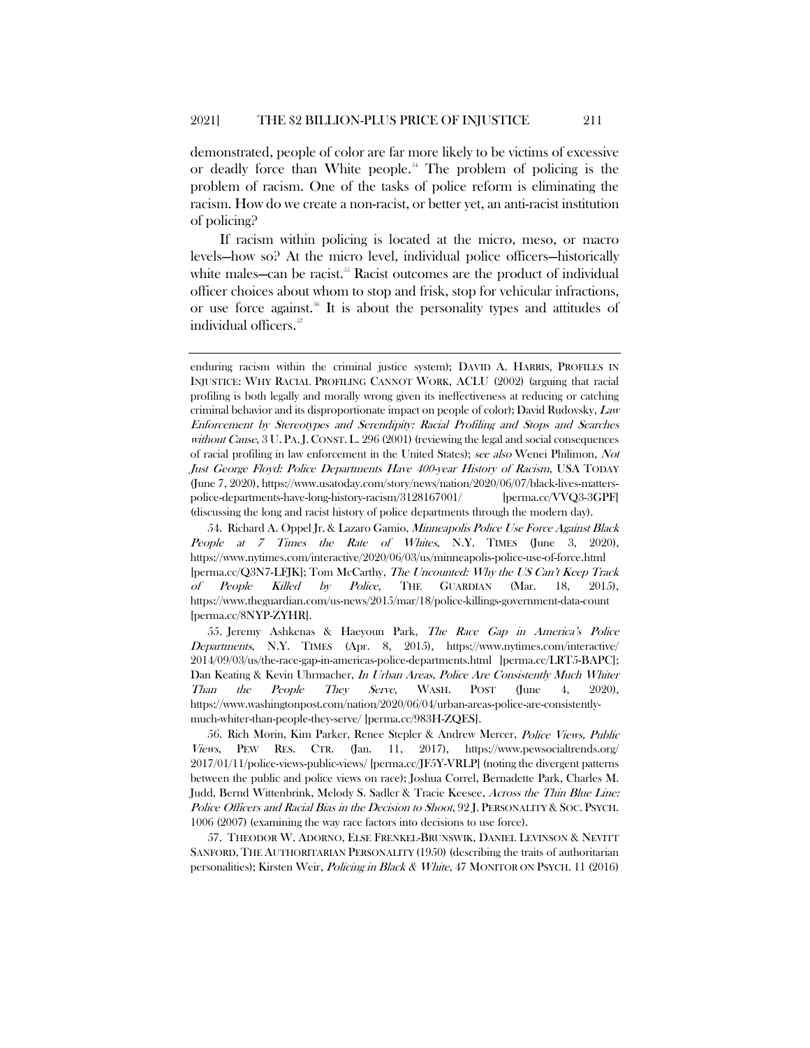demonstrated, people of color are far more likely to be victims of excessive or deadly force than White people.[54] The problem of policing is the problem of racism. One of the tasks of police reform is eliminating the racism. How do we create a non-racist, or better yet, an anti-racist institution of policing?

If racism within policing is located at the micro, meso, or macro levels—how so? At the micro level, individual police officers—historically white males—can be racist.[55] Racist outcomes are the product of individual officer choices about whom to stop and frisk, stop for vehicular infractions, or use force against.[56] It is about the personality types and attitudes of individual officers.[57]

---

enduring racism within the criminal justice system); DAVID A. HARRIS, PROFILES IN INJUSTICE: WHY RACIAL PROFILING CANNOT WORK, ACLU (2002) (arguing that racial profiling is both legally and morally wrong given its ineffectiveness at reducing or catching criminal behavior and its disproportionate impact on people of color); David Rudovsky, *Law Enforcement by Stereotypes and Serendipity: Racial Profiling and Stops and Searches without Cause*, 3 U. PA. J. CONST. L. 296 (2001) (reviewing the legal and social consequences of racial profiling in law enforcement in the United States); *see also* Wenei Philimon, *Not Just George Floyd: Police Departments Have 400-year History of Racism*, USA TODAY (June 7, 2020), https://www.usatoday.com/story/news/nation/2020/06/07/black-lives-matters-police-departments-have-long-history-racism/3128167001/ [perma.cc/VVQ3-3GPF] (discussing the long and racist history of police departments through the modern day).

54. Richard A. Oppel Jr. & Lazaro Gamio, *Minneapolis Police Use Force Against Black People at 7 Times the Rate of Whites*, N.Y. TIMES (June 3, 2020), https://www.nytimes.com/interactive/2020/06/03/us/minneapolis-police-use-of-force.html [perma.cc/Q3N7-LFJK]; Tom McCarthy, *The Uncounted: Why the US Can't Keep Track of People Killed by Police*, THE GUARDIAN (Mar. 18, 2015), https://www.theguardian.com/us-news/2015/mar/18/police-killings-government-data-count [perma.cc/8NYP-ZYHR].

55. Jeremy Ashkenas & Haeyoun Park, *The Race Gap in America's Police Departments*, N.Y. TIMES (Apr. 8, 2015), https://www.nytimes.com/interactive/2014/09/03/us/the-race-gap-in-americas-police-departments.html [perma.cc/LRT5-BAPC]; Dan Keating & Kevin Uhrmacher, *In Urban Areas, Police Are Consistently Much Whiter Than the People They Serve*, WASH. POST (June 4, 2020), https://www.washingtonpost.com/nation/2020/06/04/urban-areas-police-are-consistently-much-whiter-than-people-they-serve/ [perma.cc/983H-ZQES].

56. Rich Morin, Kim Parker, Renee Stepler & Andrew Mercer, *Police Views, Public Views*, PEW RES. CTR. (Jan. 11, 2017), https://www.pewsocialtrends.org/2017/01/11/police-views-public-views/ [perma.cc/JF5Y-VRLP] (noting the divergent patterns between the public and police views on race); Joshua Correl, Bernadette Park, Charles M. Judd, Bernd Wittenbrink, Melody S. Sadler & Tracie Keesee, *Across the Thin Blue Line: Police Officers and Racial Bias in the Decision to Shoot*, 92 J. PERSONALITY & SOC. PSYCH. 1006 (2007) (examining the way race factors into decisions to use force).

57. THEODOR W. ADORNO, ELSE FRENKEL-BRUNSWIK, DANIEL LEVINSON & NEVITT SANFORD, THE AUTHORITARIAN PERSONALITY (1950) (describing the traits of authoritarian personalities); Kirsten Weir, *Policing in Black & White*, 47 MONITOR ON PSYCH. 11 (2016)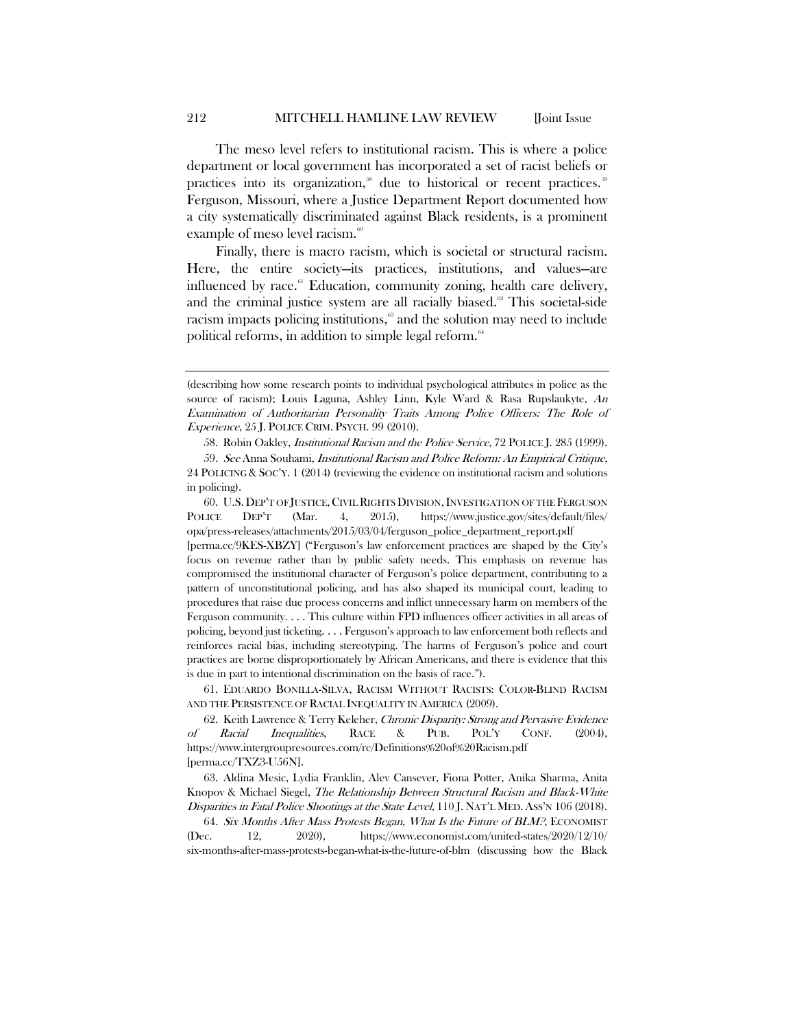The meso level refers to institutional racism. This is where a police department or local government has incorporated a set of racist beliefs or practices into its organization,[58] due to historical or recent practices.[59] Ferguson, Missouri, where a Justice Department Report documented how a city systematically discriminated against Black residents, is a prominent example of meso level racism.[60]

Finally, there is macro racism, which is societal or structural racism. Here, the entire society—its practices, institutions, and values—are influenced by race.[61] Education, community zoning, health care delivery, and the criminal justice system are all racially biased.[62] This societal-side racism impacts policing institutions,[63] and the solution may need to include political reforms, in addition to simple legal reform.[64]

---

(describing how some research points to individual psychological attributes in police as the source of racism); Louis Laguna, Ashley Linn, Kyle Ward & Rasa Rupslaukyte, *An Examination of Authoritarian Personality Traits Among Police Officers: The Role of Experience*, 25 J. POLICE CRIM. PSYCH. 99 (2010).

58. Robin Oakley, *Institutional Racism and the Police Service*, 72 POLICE J. 285 (1999).

59. *See* Anna Souhami, *Institutional Racism and Police Reform: An Empirical Critique*, 24 POLICING & SOC'Y. 1 (2014) (reviewing the evidence on institutional racism and solutions in policing).

60. U.S. DEP'T OF JUSTICE, CIVIL RIGHTS DIVISION, INVESTIGATION OF THE FERGUSON POLICE DEP'T (Mar. 4, 2015), https://www.justice.gov/sites/default/files/opa/press-releases/attachments/2015/03/04/ferguson_police_department_report.pdf [perma.cc/9KES-XBZY] ("Ferguson's law enforcement practices are shaped by the City's focus on revenue rather than by public safety needs. This emphasis on revenue has compromised the institutional character of Ferguson's police department, contributing to a pattern of unconstitutional policing, and has also shaped its municipal court, leading to procedures that raise due process concerns and inflict unnecessary harm on members of the Ferguson community. . . . This culture within FPD influences officer activities in all areas of policing, beyond just ticketing. . . . Ferguson's approach to law enforcement both reflects and reinforces racial bias, including stereotyping. The harms of Ferguson's police and court practices are borne disproportionately by African Americans, and there is evidence that this is due in part to intentional discrimination on the basis of race.").

61. EDUARDO BONILLA-SILVA, RACISM WITHOUT RACISTS: COLOR-BLIND RACISM AND THE PERSISTENCE OF RACIAL INEQUALITY IN AMERICA (2009).

62. Keith Lawrence & Terry Keleher, *Chronic Disparity: Strong and Pervasive Evidence of Racial Inequalities*, RACE & PUB. POL'Y CONF. (2004), https://www.intergroupresources.com/rc/Definitions%20of%20Racism.pdf [perma.cc/TXZ3-U56N].

63. Aldina Mesic, Lydia Franklin, Alev Cansever, Fiona Potter, Anika Sharma, Anita Knopov & Michael Siegel, *The Relationship Between Structural Racism and Black-White Disparities in Fatal Police Shootings at the State Level*, 110 J. NAT'L MED. ASS'N 106 (2018).

64. *Six Months After Mass Protests Began, What Is the Future of BLM?*, ECONOMIST (Dec. 12, 2020), https://www.economist.com/united-states/2020/12/10/six-months-after-mass-protests-began-what-is-the-future-of-blm (discussing how the Black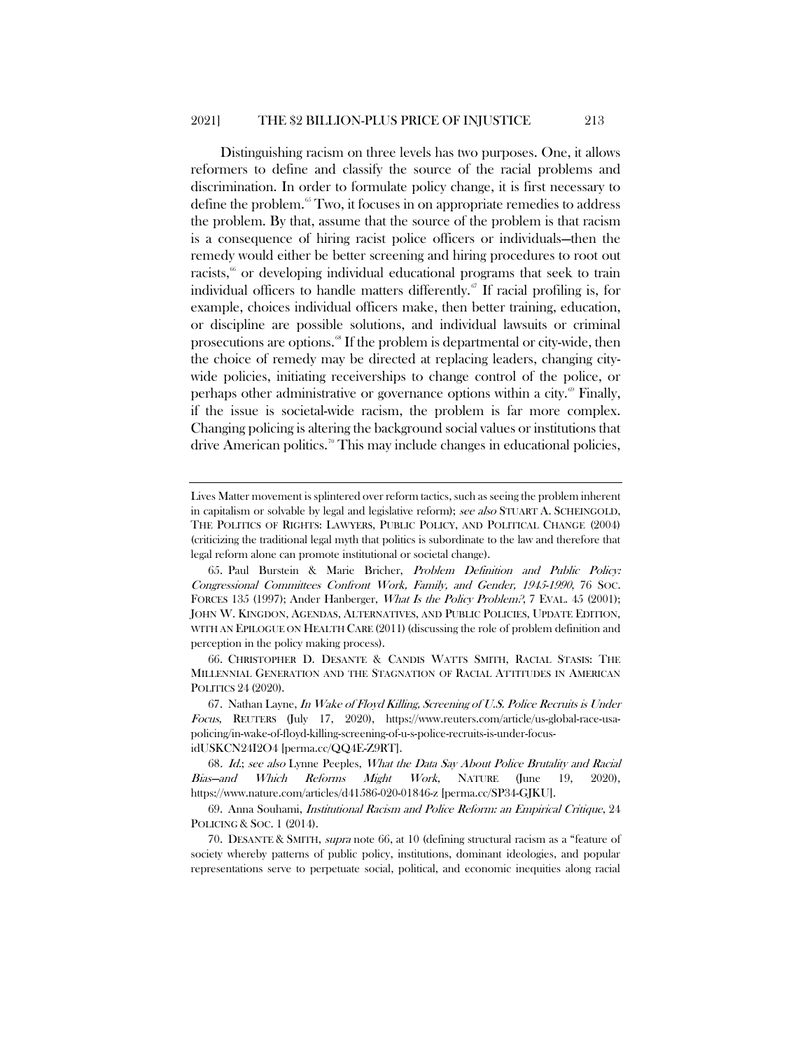Distinguishing racism on three levels has two purposes. One, it allows reformers to define and classify the source of the racial problems and discrimination. In order to formulate policy change, it is first necessary to define the problem.[65] Two, it focuses in on appropriate remedies to address the problem. By that, assume that the source of the problem is that racism is a consequence of hiring racist police officers or individuals—then the remedy would either be better screening and hiring procedures to root out racists,[66] or developing individual educational programs that seek to train individual officers to handle matters differently.[67] If racial profiling is, for example, choices individual officers make, then better training, education, or discipline are possible solutions, and individual lawsuits or criminal prosecutions are options.[68] If the problem is departmental or city-wide, then the choice of remedy may be directed at replacing leaders, changing city-wide policies, initiating receiverships to change control of the police, or perhaps other administrative or governance options within a city.[69] Finally, if the issue is societal-wide racism, the problem is far more complex. Changing policing is altering the background social values or institutions that drive American politics.[70] This may include changes in educational policies,

---

Lives Matter movement is splintered over reform tactics, such as seeing the problem inherent in capitalism or solvable by legal and legislative reform); *see also* STUART A. SCHEINGOLD, THE POLITICS OF RIGHTS: LAWYERS, PUBLIC POLICY, AND POLITICAL CHANGE (2004) (criticizing the traditional legal myth that politics is subordinate to the law and therefore that legal reform alone can promote institutional or societal change).

65. Paul Burstein & Marie Bricher, *Problem Definition and Public Policy: Congressional Committees Confront Work, Family, and Gender, 1945-1990*, 76 SOC. FORCES 135 (1997); Ander Hanberger, *What Is the Policy Problem?*, 7 EVAL. 45 (2001); JOHN W. KINGDON, AGENDAS, ALTERNATIVES, AND PUBLIC POLICIES, UPDATE EDITION, WITH AN EPILOGUE ON HEALTH CARE (2011) (discussing the role of problem definition and perception in the policy making process).

66. CHRISTOPHER D. DESANTE & CANDIS WATTS SMITH, RACIAL STASIS: THE MILLENNIAL GENERATION AND THE STAGNATION OF RACIAL ATTITUDES IN AMERICAN POLITICS 24 (2020).

67. Nathan Layne, *In Wake of Floyd Killing, Screening of U.S. Police Recruits is Under Focus*, REUTERS (July 17, 2020), https://www.reuters.com/article/us-global-race-usa-policing/in-wake-of-floyd-killing-screening-of-u-s-police-recruits-is-under-focus-idUSKCN24I2O4 [perma.cc/QQ4E-Z9RT].

68. *Id.*; *see also* Lynne Peeples, *What the Data Say About Police Brutality and Racial Bias—and Which Reforms Might Work*, NATURE (June 19, 2020), https://www.nature.com/articles/d41586-020-01846-z [perma.cc/SP34-GJKU].

69. Anna Souhami, *Institutional Racism and Police Reform: an Empirical Critique*, 24 POLICING & SOC. 1 (2014).

70. DESANTE & SMITH, *supra* note 66, at 10 (defining structural racism as a "feature of society whereby patterns of public policy, institutions, dominant ideologies, and popular representations serve to perpetuate social, political, and economic inequities along racial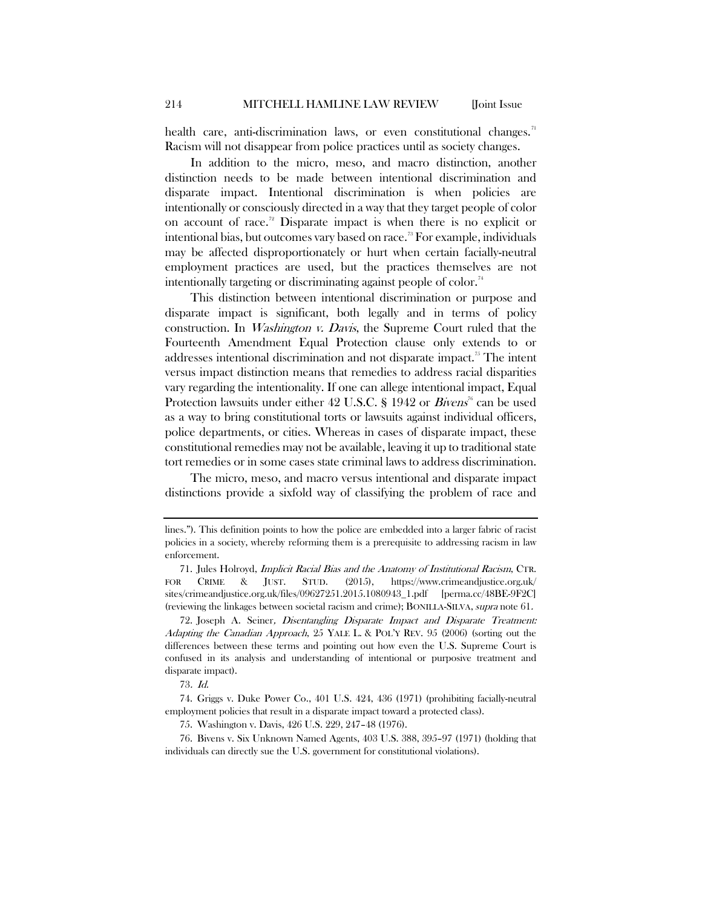health care, anti-discrimination laws, or even constitutional changes.[71] Racism will not disappear from police practices until as society changes.

In addition to the micro, meso, and macro distinction, another distinction needs to be made between intentional discrimination and disparate impact. Intentional discrimination is when policies are intentionally or consciously directed in a way that they target people of color on account of race.[72] Disparate impact is when there is no explicit or intentional bias, but outcomes vary based on race.[73] For example, individuals may be affected disproportionately or hurt when certain facially-neutral employment practices are used, but the practices themselves are not intentionally targeting or discriminating against people of color.[74]

This distinction between intentional discrimination or purpose and disparate impact is significant, both legally and in terms of policy construction. In *Washington v. Davis*, the Supreme Court ruled that the Fourteenth Amendment Equal Protection clause only extends to or addresses intentional discrimination and not disparate impact.[75] The intent versus impact distinction means that remedies to address racial disparities vary regarding the intentionality. If one can allege intentional impact, Equal Protection lawsuits under either 42 U.S.C. § 1942 or *Bivens*[76] can be used as a way to bring constitutional torts or lawsuits against individual officers, police departments, or cities. Whereas in cases of disparate impact, these constitutional remedies may not be available, leaving it up to traditional state tort remedies or in some cases state criminal laws to address discrimination.

The micro, meso, and macro versus intentional and disparate impact distinctions provide a sixfold way of classifying the problem of race and

---

lines."). This definition points to how the police are embedded into a larger fabric of racist policies in a society, whereby reforming them is a prerequisite to addressing racism in law enforcement.

71. Jules Holroyd, *Implicit Racial Bias and the Anatomy of Institutional Racism*, CTR. FOR CRIME & JUST. STUD. (2015), https://www.crimeandjustice.org.uk/sites/crimeandjustice.org.uk/files/09627251.2015.1080943_1.pdf [perma.cc/48BE-9F2C] (reviewing the linkages between societal racism and crime); BONILLA-SILVA, *supra* note 61.

72. Joseph A. Seiner, *Disentangling Disparate Impact and Disparate Treatment: Adapting the Canadian Approach*, 25 YALE L. & POL'Y REV. 95 (2006) (sorting out the differences between these terms and pointing out how even the U.S. Supreme Court is confused in its analysis and understanding of intentional or purposive treatment and disparate impact).

73. *Id.*

74. Griggs v. Duke Power Co., 401 U.S. 424, 436 (1971) (prohibiting facially-neutral employment policies that result in a disparate impact toward a protected class).

75. Washington v. Davis, 426 U.S. 229, 247–48 (1976).

76. Bivens v. Six Unknown Named Agents, 403 U.S. 388, 395–97 (1971) (holding that individuals can directly sue the U.S. government for constitutional violations).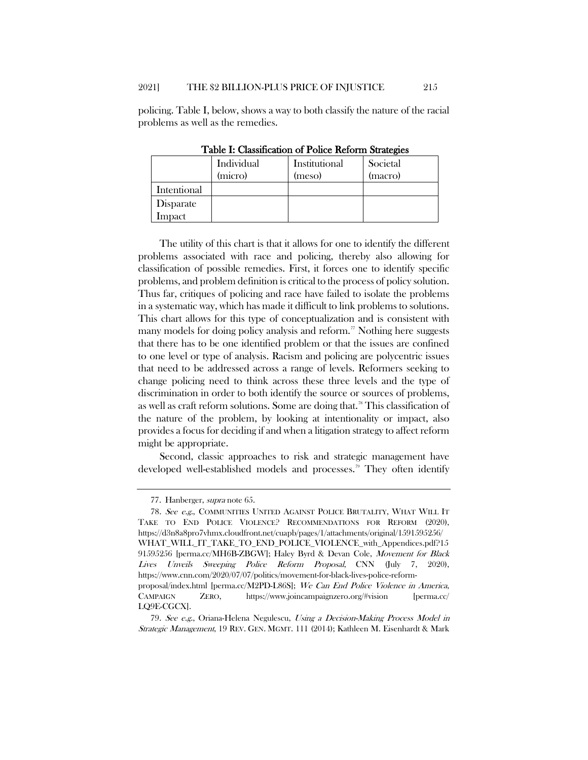policing. Table I, below, shows a way to both classify the nature of the racial problems as well as the remedies.

**Table I: Classification of Police Reform Strategies**

| | Individual (micro) | Institutional (meso) | Societal (macro) |
|---|---|---|---|
| Intentional | | | |
| Disparate Impact | | | |

The utility of this chart is that it allows for one to identify the different problems associated with race and policing, thereby also allowing for classification of possible remedies. First, it forces one to identify specific problems, and problem definition is critical to the process of policy solution. Thus far, critiques of policing and race have failed to isolate the problems in a systematic way, which has made it difficult to link problems to solutions. This chart allows for this type of conceptualization and is consistent with many models for doing policy analysis and reform.[77] Nothing here suggests that there has to be one identified problem or that the issues are confined to one level or type of analysis. Racism and policing are polycentric issues that need to be addressed across a range of levels. Reformers seeking to change policing need to think across these three levels and the type of discrimination in order to both identify the source or sources of problems, as well as craft reform solutions. Some are doing that.[78] This classification of the nature of the problem, by looking at intentionality or impact, also provides a focus for deciding if and when a litigation strategy to affect reform might be appropriate.

Second, classic approaches to risk and strategic management have developed well-established models and processes.[79] They often identify

---

77. Hanberger, *supra* note 65.

78. *See e.g.*, COMMUNITIES UNITED AGAINST POLICE BRUTALITY, WHAT WILL IT TAKE TO END POLICE VIOLENCE? RECOMMENDATIONS FOR REFORM (2020), https://d3n8a8pro7vhmx.cloudfront.net/cuapb/pages/1/attachments/original/1591595256/WHAT_WILL_IT_TAKE_TO_END_POLICE_VIOLENCE_with_Appendices.pdf?1591595256 [perma.cc/MH6B-ZBGW]; Haley Byrd & Devan Cole, *Movement for Black Lives Unveils Sweeping Police Reform Proposal*, CNN (July 7, 2020), https://www.cnn.com/2020/07/07/politics/movement-for-black-lives-police-reform-proposal/index.html [perma.cc/M2PD-L86S]; *We Can End Police Violence in America*, CAMPAIGN ZERO, https://www.joincampaignzero.org/#vision [perma.cc/LQ9E-CGCX].

79. *See e.g.*, Oriana-Helena Negulescu, *Using a Decision-Making Process Model in Strategic Management*, 19 REV. GEN. MGMT. 111 (2014); Kathleen M. Eisenhardt & Mark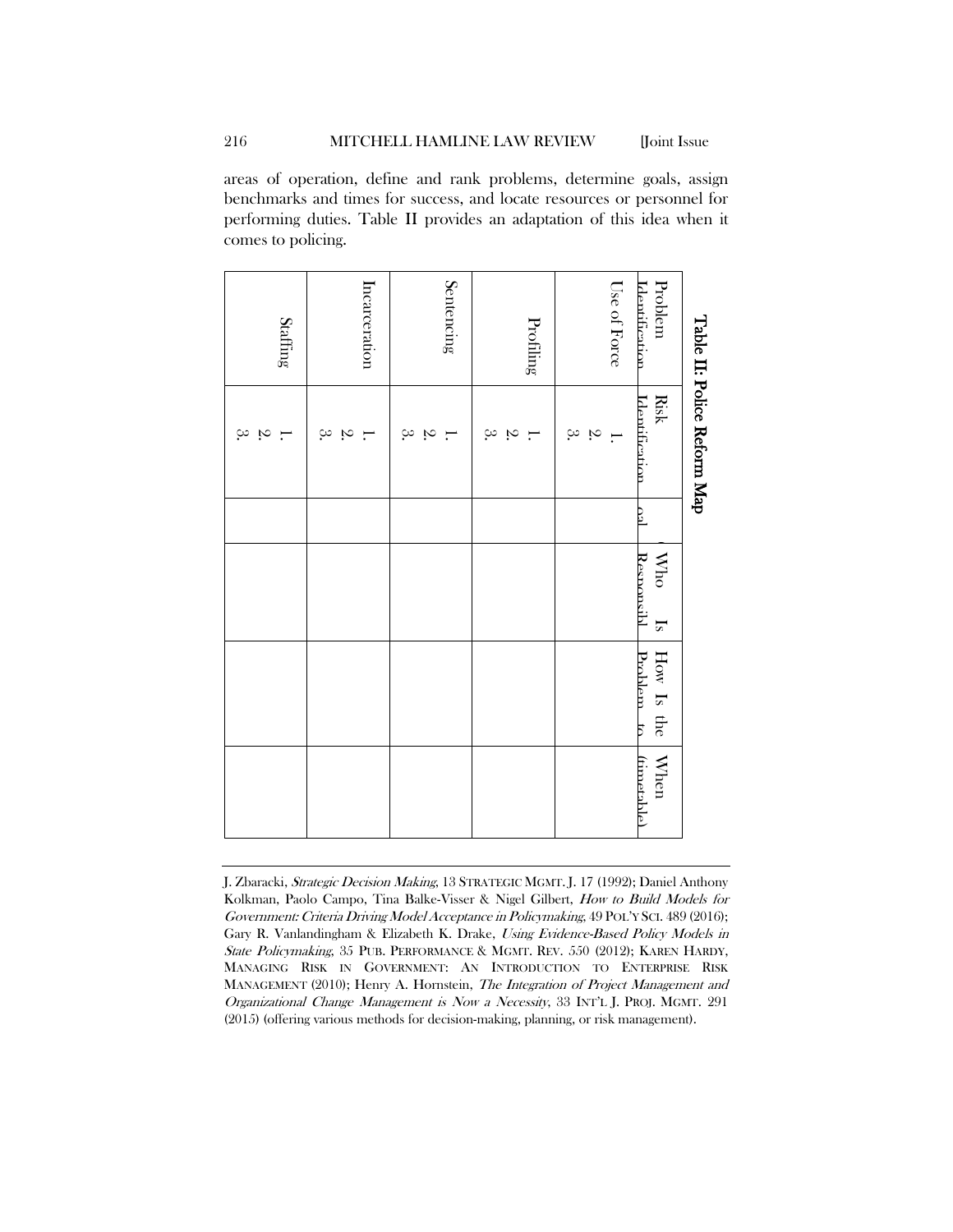areas of operation, define and rank problems, determine goals, assign benchmarks and times for success, and locate resources or personnel for performing duties. Table II provides an adaptation of this idea when it comes to policing.

**Table II: Police Reform Map**

| Problem Identification | Risk Identification | Goal | Who Is Responsible | How Is the Problem to | When (timetable) |
|---|---|---|---|---|---|
| Use of Force | 1.<br>2.<br>3. | | | | |
| Profiling | 1.<br>2.<br>3. | | | | |
| Sentencing | 1.<br>2.<br>3. | | | | |
| Incarceration | 1.<br>2.<br>3. | | | | |
| Staffing | 1.<br>2.<br>3. | | | | |

---

J. Zbaracki, *Strategic Decision Making*, 13 STRATEGIC MGMT. J. 17 (1992); Daniel Anthony Kolkman, Paolo Campo, Tina Balke-Visser & Nigel Gilbert, *How to Build Models for Government: Criteria Driving Model Acceptance in Policymaking*, 49 POL'Y SCI. 489 (2016); Gary R. Vanlandingham & Elizabeth K. Drake, *Using Evidence-Based Policy Models in State Policymaking*, 35 PUB. PERFORMANCE & MGMT. REV. 550 (2012); KAREN HARDY, MANAGING RISK IN GOVERNMENT: AN INTRODUCTION TO ENTERPRISE RISK MANAGEMENT (2010); Henry A. Hornstein, *The Integration of Project Management and Organizational Change Management is Now a Necessity*, 33 INT'L J. PROJ. MGMT. 291 (2015) (offering various methods for decision-making, planning, or risk management).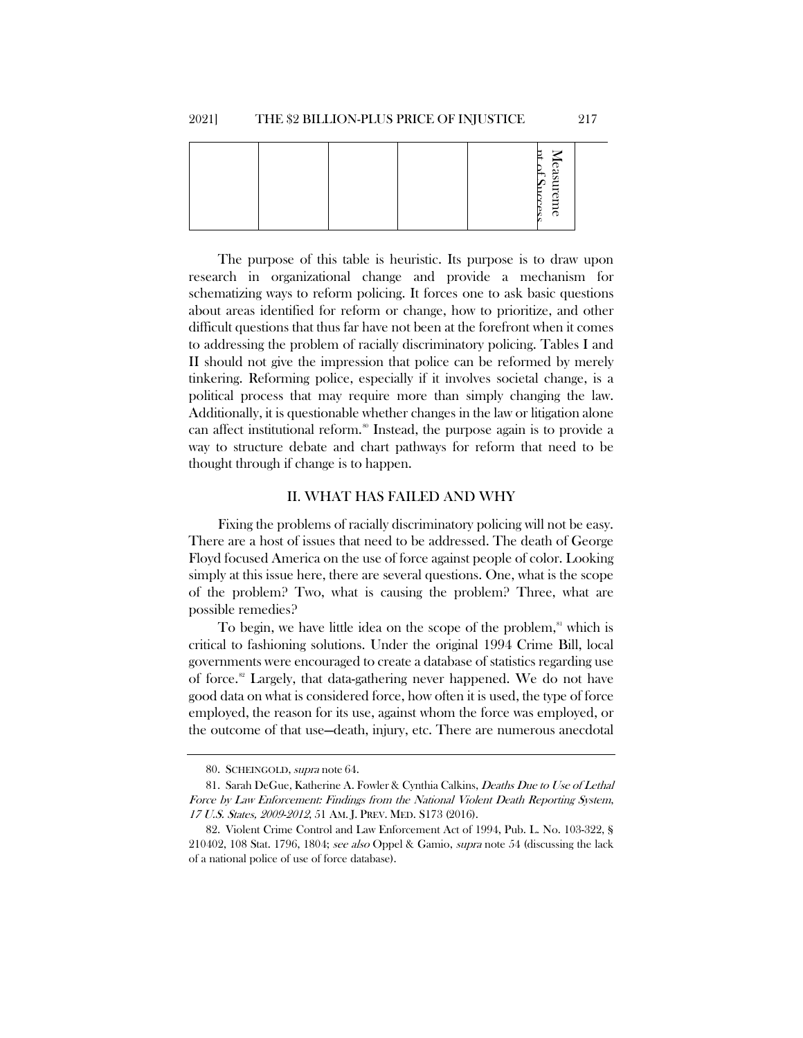|  |  |  |  |  | Measurement of Success |
|---|---|---|---|---|---|

The purpose of this table is heuristic. Its purpose is to draw upon research in organizational change and provide a mechanism for schematizing ways to reform policing. It forces one to ask basic questions about areas identified for reform or change, how to prioritize, and other difficult questions that thus far have not been at the forefront when it comes to addressing the problem of racially discriminatory policing. Tables I and II should not give the impression that police can be reformed by merely tinkering. Reforming police, especially if it involves societal change, is a political process that may require more than simply changing the law. Additionally, it is questionable whether changes in the law or litigation alone can affect institutional reform.[80] Instead, the purpose again is to provide a way to structure debate and chart pathways for reform that need to be thought through if change is to happen.

## II. WHAT HAS FAILED AND WHY

Fixing the problems of racially discriminatory policing will not be easy. There are a host of issues that need to be addressed. The death of George Floyd focused America on the use of force against people of color. Looking simply at this issue here, there are several questions. One, what is the scope of the problem? Two, what is causing the problem? Three, what are possible remedies?

To begin, we have little idea on the scope of the problem,[81] which is critical to fashioning solutions. Under the original 1994 Crime Bill, local governments were encouraged to create a database of statistics regarding use of force.[82] Largely, that data-gathering never happened. We do not have good data on what is considered force, how often it is used, the type of force employed, the reason for its use, against whom the force was employed, or the outcome of that use—death, injury, etc. There are numerous anecdotal

---

80. SCHEINGOLD, *supra* note 64.

81. Sarah DeGue, Katherine A. Fowler & Cynthia Calkins, *Deaths Due to Use of Lethal Force by Law Enforcement: Findings from the National Violent Death Reporting System, 17 U.S. States, 2009-2012*, 51 AM. J. PREV. MED. S173 (2016).

82. Violent Crime Control and Law Enforcement Act of 1994, Pub. L. No. 103-322, § 210402, 108 Stat. 1796, 1804; *see also* Oppel & Gamio, *supra* note 54 (discussing the lack of a national police of use of force database).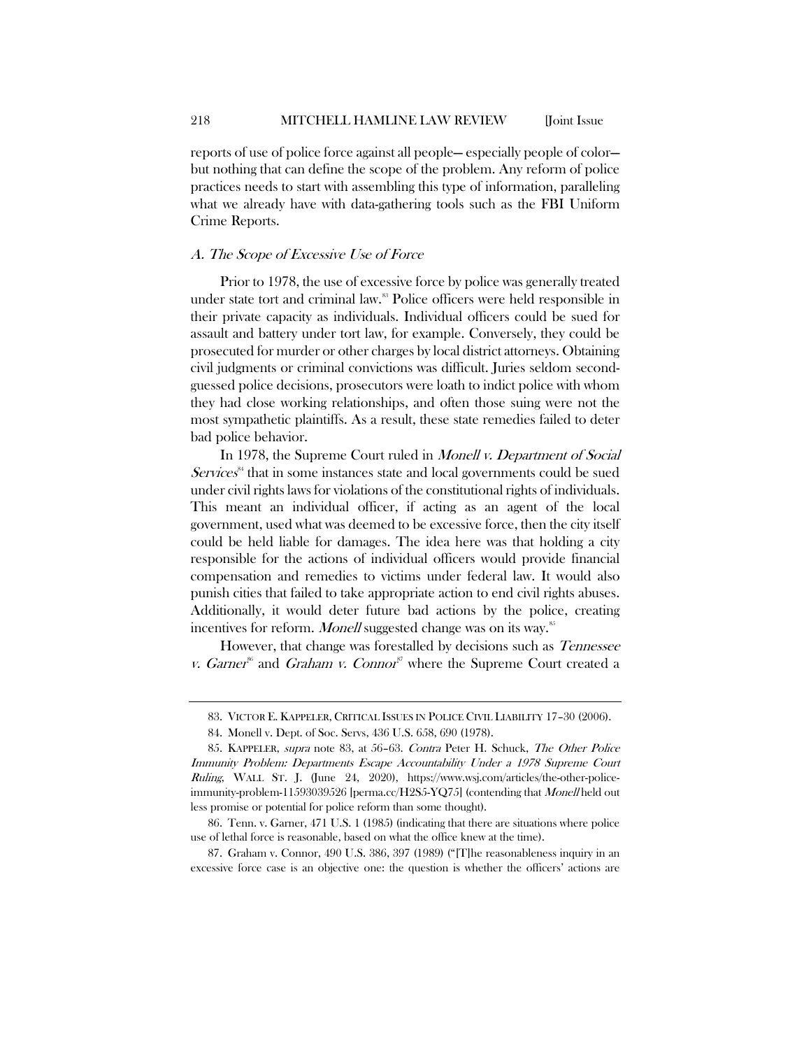reports of use of police force against all people— especially people of color—but nothing that can define the scope of the problem. Any reform of police practices needs to start with assembling this type of information, paralleling what we already have with data-gathering tools such as the FBI Uniform Crime Reports.

### *A. The Scope of Excessive Use of Force*

Prior to 1978, the use of excessive force by police was generally treated under state tort and criminal law.[83] Police officers were held responsible in their private capacity as individuals. Individual officers could be sued for assault and battery under tort law, for example. Conversely, they could be prosecuted for murder or other charges by local district attorneys. Obtaining civil judgments or criminal convictions was difficult. Juries seldom second-guessed police decisions, prosecutors were loath to indict police with whom they had close working relationships, and often those suing were not the most sympathetic plaintiffs. As a result, these state remedies failed to deter bad police behavior.

In 1978, the Supreme Court ruled in *Monell v. Department of Social Services*[84] that in some instances state and local governments could be sued under civil rights laws for violations of the constitutional rights of individuals. This meant an individual officer, if acting as an agent of the local government, used what was deemed to be excessive force, then the city itself could be held liable for damages. The idea here was that holding a city responsible for the actions of individual officers would provide financial compensation and remedies to victims under federal law. It would also punish cities that failed to take appropriate action to end civil rights abuses. Additionally, it would deter future bad actions by the police, creating incentives for reform. *Monell* suggested change was on its way.[85]

However, that change was forestalled by decisions such as *Tennessee v. Garner*[86] and *Graham v. Connor*[87] where the Supreme Court created a

---

83. VICTOR E. KAPPELER, CRITICAL ISSUES IN POLICE CIVIL LIABILITY 17–30 (2006).

84. Monell v. Dept. of Soc. Servs, 436 U.S. 658, 690 (1978).

85. KAPPELER, *supra* note 83, at 56–63. *Contra* Peter H. Schuck, *The Other Police Immunity Problem: Departments Escape Accountability Under a 1978 Supreme Court Ruling*, WALL ST. J. (June 24, 2020), https://www.wsj.com/articles/the-other-police-immunity-problem-11593039526 [perma.cc/H2S5-YQ75] (contending that *Monell* held out less promise or potential for police reform than some thought).

86. Tenn. v. Garner, 471 U.S. 1 (1985) (indicating that there are situations where police use of lethal force is reasonable, based on what the office knew at the time).

87. Graham v. Connor, 490 U.S. 386, 397 (1989) ("[T]he reasonableness inquiry in an excessive force case is an objective one: the question is whether the officers' actions are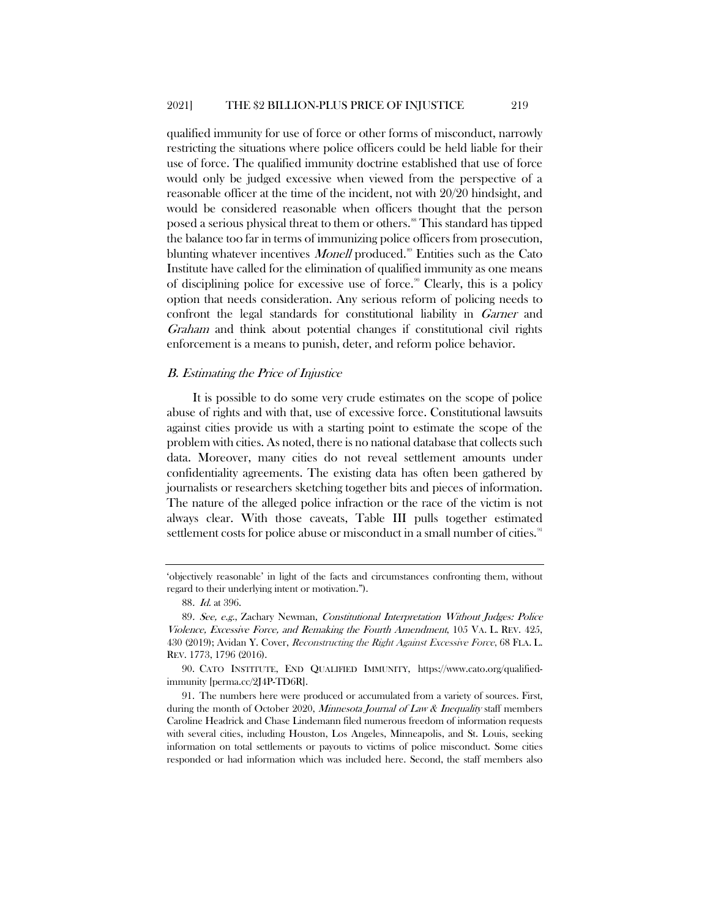qualified immunity for use of force or other forms of misconduct, narrowly restricting the situations where police officers could be held liable for their use of force. The qualified immunity doctrine established that use of force would only be judged excessive when viewed from the perspective of a reasonable officer at the time of the incident, not with 20/20 hindsight, and would be considered reasonable when officers thought that the person posed a serious physical threat to them or others.[88] This standard has tipped the balance too far in terms of immunizing police officers from prosecution, blunting whatever incentives *Monell* produced.[89] Entities such as the Cato Institute have called for the elimination of qualified immunity as one means of disciplining police for excessive use of force.[90] Clearly, this is a policy option that needs consideration. Any serious reform of policing needs to confront the legal standards for constitutional liability in *Garner* and *Graham* and think about potential changes if constitutional civil rights enforcement is a means to punish, deter, and reform police behavior.

### *B. Estimating the Price of Injustice*

It is possible to do some very crude estimates on the scope of police abuse of rights and with that, use of excessive force. Constitutional lawsuits against cities provide us with a starting point to estimate the scope of the problem with cities. As noted, there is no national database that collects such data. Moreover, many cities do not reveal settlement amounts under confidentiality agreements. The existing data has often been gathered by journalists or researchers sketching together bits and pieces of information. The nature of the alleged police infraction or the race of the victim is not always clear. With those caveats, Table III pulls together estimated settlement costs for police abuse or misconduct in a small number of cities.[91]

---

'objectively reasonable' in light of the facts and circumstances confronting them, without regard to their underlying intent or motivation.").

88. *Id.* at 396.

89. *See, e.g.*, Zachary Newman, *Constitutional Interpretation Without Judges: Police Violence, Excessive Force, and Remaking the Fourth Amendment*, 105 VA. L. REV. 425, 430 (2019); Avidan Y. Cover, *Reconstructing the Right Against Excessive Force*, 68 FLA. L. REV. 1773, 1796 (2016).

90. CATO INSTITUTE, END QUALIFIED IMMUNITY, https://www.cato.org/qualified-immunity [perma.cc/2J4P-TD6R].

91. The numbers here were produced or accumulated from a variety of sources. First, during the month of October 2020, *Minnesota Journal of Law & Inequality* staff members Caroline Headrick and Chase Lindemann filed numerous freedom of information requests with several cities, including Houston, Los Angeles, Minneapolis, and St. Louis, seeking information on total settlements or payouts to victims of police misconduct. Some cities responded or had information which was included here. Second, the staff members also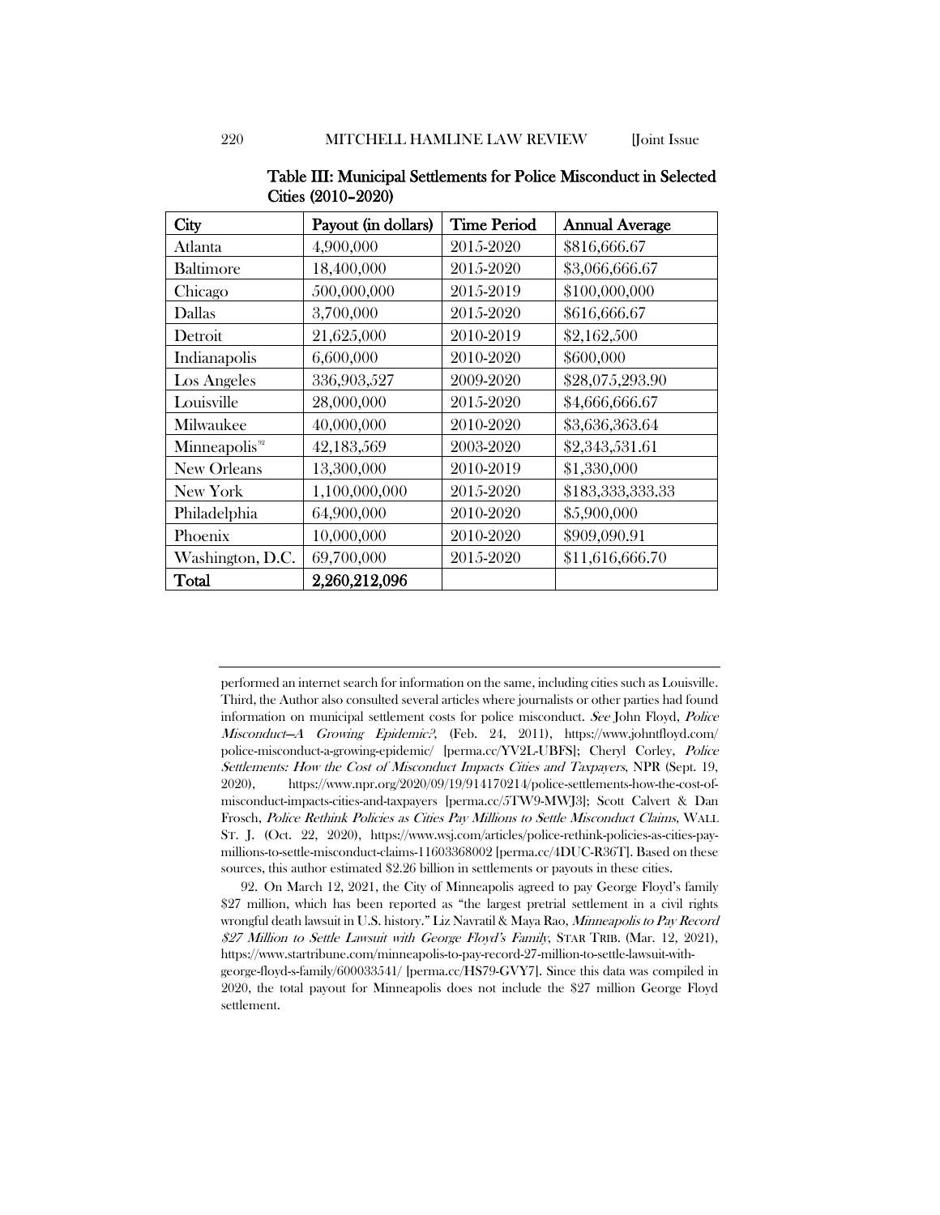**Table III: Municipal Settlements for Police Misconduct in Selected Cities (2010–2020)**

| City | Payout (in dollars) | Time Period | Annual Average |
|---|---|---|---|
| Atlanta | 4,900,000 | 2015-2020 | $816,666.67 |
| Baltimore | 18,400,000 | 2015-2020 | $3,066,666.67 |
| Chicago | 500,000,000 | 2015-2019 | $100,000,000 |
| Dallas | 3,700,000 | 2015-2020 | $616,666.67 |
| Detroit | 21,625,000 | 2010-2019 | $2,162,500 |
| Indianapolis | 6,600,000 | 2010-2020 | $600,000 |
| Los Angeles | 336,903,527 | 2009-2020 | $28,075,293.90 |
| Louisville | 28,000,000 | 2015-2020 | $4,666,666.67 |
| Milwaukee | 40,000,000 | 2010-2020 | $3,636,363.64 |
| Minneapolis[92] | 42,183,569 | 2003-2020 | $2,343,531.61 |
| New Orleans | 13,300,000 | 2010-2019 | $1,330,000 |
| New York | 1,100,000,000 | 2015-2020 | $183,333,333.33 |
| Philadelphia | 64,900,000 | 2010-2020 | $5,900,000 |
| Phoenix | 10,000,000 | 2010-2020 | $909,090.91 |
| Washington, D.C. | 69,700,000 | 2015-2020 | $11,616,666.70 |
| **Total** | **2,260,212,096** | | |

---

performed an internet search for information on the same, including cities such as Louisville. Third, the Author also consulted several articles where journalists or other parties had found information on municipal settlement costs for police misconduct. *See* John Floyd, *Police Misconduct—A Growing Epidemic?*, (Feb. 24, 2011), https://www.johntfloyd.com/police-misconduct-a-growing-epidemic/ [perma.cc/YV2L-UBFS]; Cheryl Corley, *Police Settlements: How the Cost of Misconduct Impacts Cities and Taxpayers*, NPR (Sept. 19, 2020), https://www.npr.org/2020/09/19/914170214/police-settlements-how-the-cost-of-misconduct-impacts-cities-and-taxpayers [perma.cc/5TW9-MWJ3]; Scott Calvert & Dan Frosch, *Police Rethink Policies as Cities Pay Millions to Settle Misconduct Claims*, WALL ST. J. (Oct. 22, 2020), https://www.wsj.com/articles/police-rethink-policies-as-cities-pay-millions-to-settle-misconduct-claims-11603368002 [perma.cc/4DUC-R36T]. Based on these sources, this author estimated $2.26 billion in settlements or payouts in these cities.

92. On March 12, 2021, the City of Minneapolis agreed to pay George Floyd's family $27 million, which has been reported as "the largest pretrial settlement in a civil rights wrongful death lawsuit in U.S. history." Liz Navratil & Maya Rao, *Minneapolis to Pay Record $27 Million to Settle Lawsuit with George Floyd's Family*, STAR TRIB. (Mar. 12, 2021), https://www.startribune.com/minneapolis-to-pay-record-27-million-to-settle-lawsuit-with-george-floyd-s-family/600033541/ [perma.cc/HS79-GVY7]. Since this data was compiled in 2020, the total payout for Minneapolis does not include the $27 million George Floyd settlement.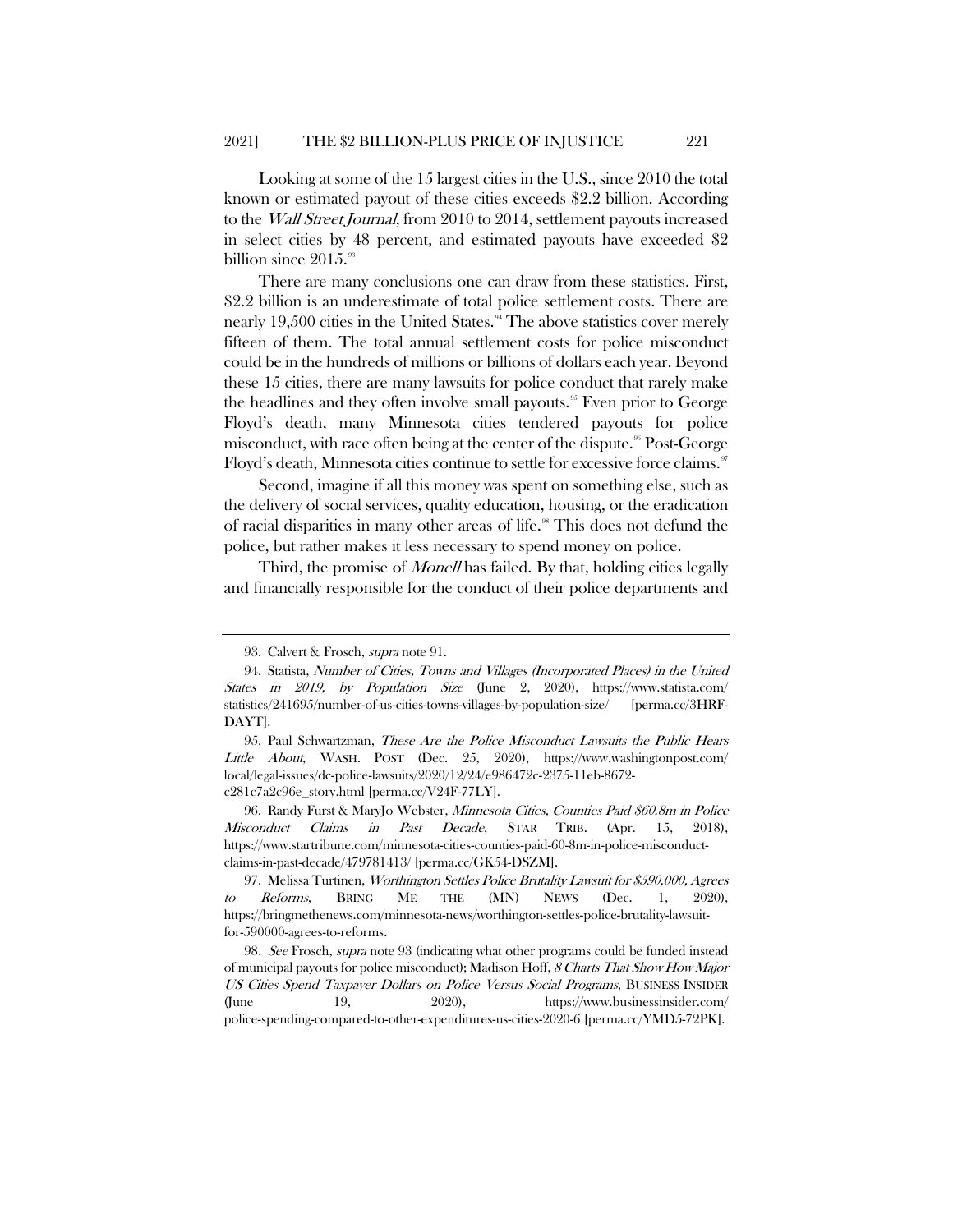Looking at some of the 15 largest cities in the U.S., since 2010 the total known or estimated payout of these cities exceeds $2.2 billion. According to the *Wall Street Journal*, from 2010 to 2014, settlement payouts increased in select cities by 48 percent, and estimated payouts have exceeded $2 billion since 2015.[93]

There are many conclusions one can draw from these statistics. First, $2.2 billion is an underestimate of total police settlement costs. There are nearly 19,500 cities in the United States.[94] The above statistics cover merely fifteen of them. The total annual settlement costs for police misconduct could be in the hundreds of millions or billions of dollars each year. Beyond these 15 cities, there are many lawsuits for police conduct that rarely make the headlines and they often involve small payouts.[95] Even prior to George Floyd's death, many Minnesota cities tendered payouts for police misconduct, with race often being at the center of the dispute.[96] Post-George Floyd's death, Minnesota cities continue to settle for excessive force claims.[97]

Second, imagine if all this money was spent on something else, such as the delivery of social services, quality education, housing, or the eradication of racial disparities in many other areas of life.[98] This does not defund the police, but rather makes it less necessary to spend money on police.

Third, the promise of *Monell* has failed. By that, holding cities legally and financially responsible for the conduct of their police departments and

---

93. Calvert & Frosch, *supra* note 91.

94. Statista, *Number of Cities, Towns and Villages (Incorporated Places) in the United States in 2019, by Population Size* (June 2, 2020), https://www.statista.com/statistics/241695/number-of-us-cities-towns-villages-by-population-size/ [perma.cc/3HRF-DAYT].

95. Paul Schwartzman, *These Are the Police Misconduct Lawsuits the Public Hears Little About*, WASH. POST (Dec. 25, 2020), https://www.washingtonpost.com/local/legal-issues/dc-police-lawsuits/2020/12/24/e986472c-2375-11eb-8672-c281c7a2c96e_story.html [perma.cc/V24F-77LY].

96. Randy Furst & MaryJo Webster, *Minnesota Cities, Counties Paid $60.8m in Police Misconduct Claims in Past Decade*, STAR TRIB. (Apr. 15, 2018), https://www.startribune.com/minnesota-cities-counties-paid-60-8m-in-police-misconduct-claims-in-past-decade/479781413/ [perma.cc/GK54-DSZM].

97. Melissa Turtinen, *Worthington Settles Police Brutality Lawsuit for $590,000, Agrees to Reforms*, BRING ME THE (MN) NEWS (Dec. 1, 2020), https://bringmethenews.com/minnesota-news/worthington-settles-police-brutality-lawsuit-for-590000-agrees-to-reforms.

98. *See* Frosch, *supra* note 93 (indicating what other programs could be funded instead of municipal payouts for police misconduct); Madison Hoff, *8 Charts That Show How Major US Cities Spend Taxpayer Dollars on Police Versus Social Programs*, BUSINESS INSIDER (June 19, 2020), https://www.businessinsider.com/police-spending-compared-to-other-expenditures-us-cities-2020-6 [perma.cc/YMD5-72PK].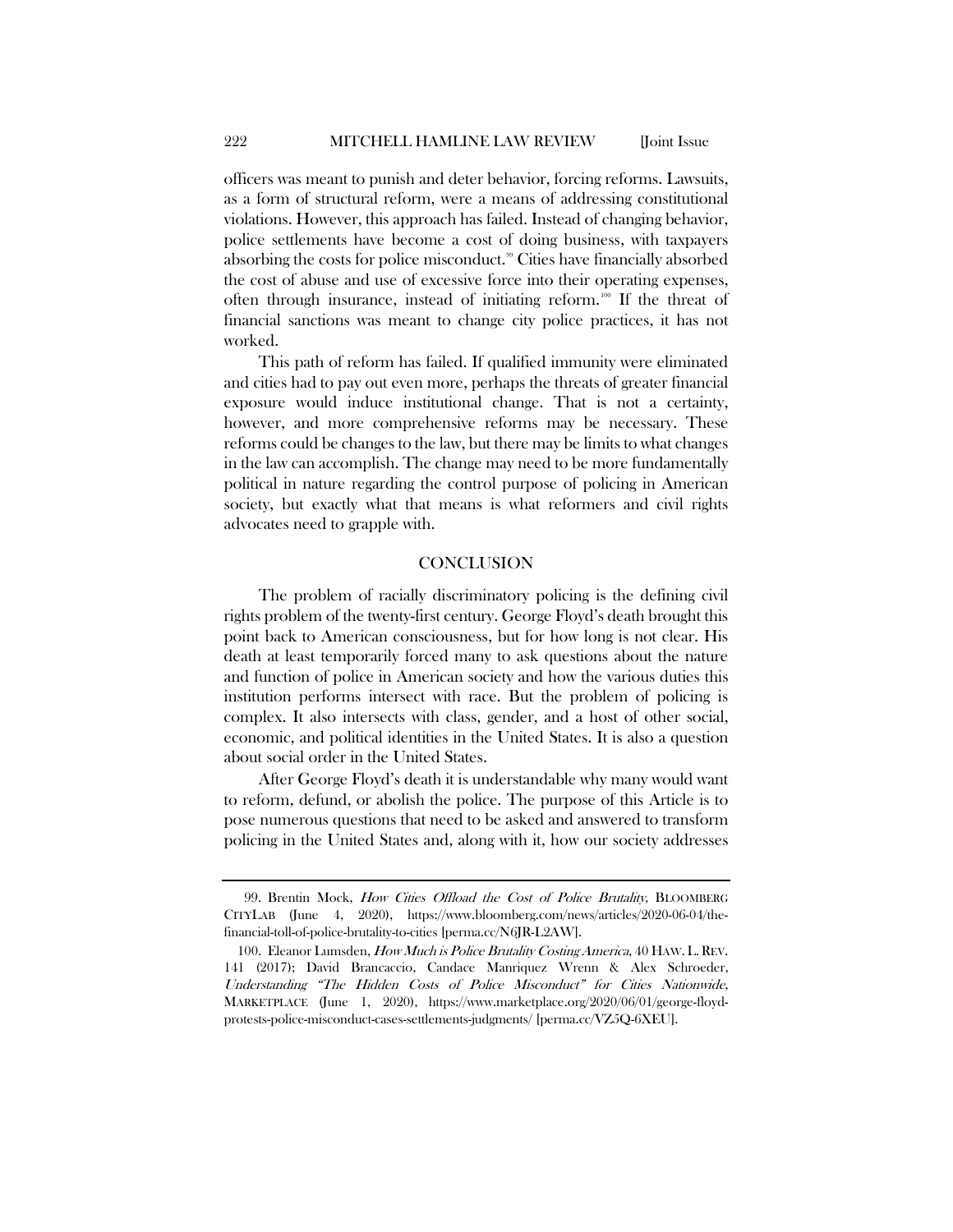officers was meant to punish and deter behavior, forcing reforms. Lawsuits, as a form of structural reform, were a means of addressing constitutional violations. However, this approach has failed. Instead of changing behavior, police settlements have become a cost of doing business, with taxpayers absorbing the costs for police misconduct.[99] Cities have financially absorbed the cost of abuse and use of excessive force into their operating expenses, often through insurance, instead of initiating reform.[100] If the threat of financial sanctions was meant to change city police practices, it has not worked.

This path of reform has failed. If qualified immunity were eliminated and cities had to pay out even more, perhaps the threats of greater financial exposure would induce institutional change. That is not a certainty, however, and more comprehensive reforms may be necessary. These reforms could be changes to the law, but there may be limits to what changes in the law can accomplish. The change may need to be more fundamentally political in nature regarding the control purpose of policing in American society, but exactly what that means is what reformers and civil rights advocates need to grapple with.

## CONCLUSION

The problem of racially discriminatory policing is the defining civil rights problem of the twenty-first century. George Floyd's death brought this point back to American consciousness, but for how long is not clear. His death at least temporarily forced many to ask questions about the nature and function of police in American society and how the various duties this institution performs intersect with race. But the problem of policing is complex. It also intersects with class, gender, and a host of other social, economic, and political identities in the United States. It is also a question about social order in the United States.

After George Floyd's death it is understandable why many would want to reform, defund, or abolish the police. The purpose of this Article is to pose numerous questions that need to be asked and answered to transform policing in the United States and, along with it, how our society addresses

---

99. Brentin Mock, *How Cities Offload the Cost of Police Brutality*, BLOOMBERG CITYLAB (June 4, 2020), https://www.bloomberg.com/news/articles/2020-06-04/the-financial-toll-of-police-brutality-to-cities [perma.cc/N6JR-L2AW].

100. Eleanor Lumsden, *How Much is Police Brutality Costing America*, 40 HAW. L. REV. 141 (2017); David Brancaccio, Candace Manriquez Wrenn & Alex Schroeder, *Understanding "The Hidden Costs of Police Misconduct" for Cities Nationwide*, MARKETPLACE (June 1, 2020), https://www.marketplace.org/2020/06/01/george-floyd-protests-police-misconduct-cases-settlements-judgments/ [perma.cc/VZ5Q-6XEU].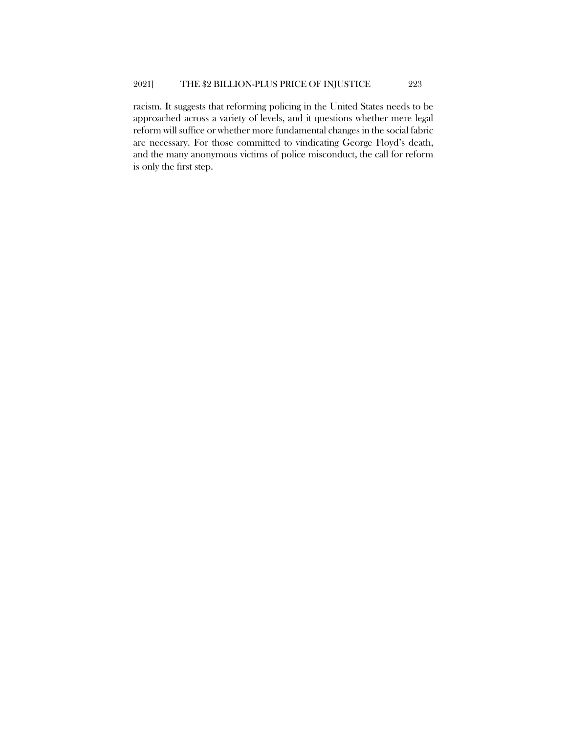racism. It suggests that reforming policing in the United States needs to be approached across a variety of levels, and it questions whether mere legal reform will suffice or whether more fundamental changes in the social fabric are necessary. For those committed to vindicating George Floyd's death, and the many anonymous victims of police misconduct, the call for reform is only the first step.